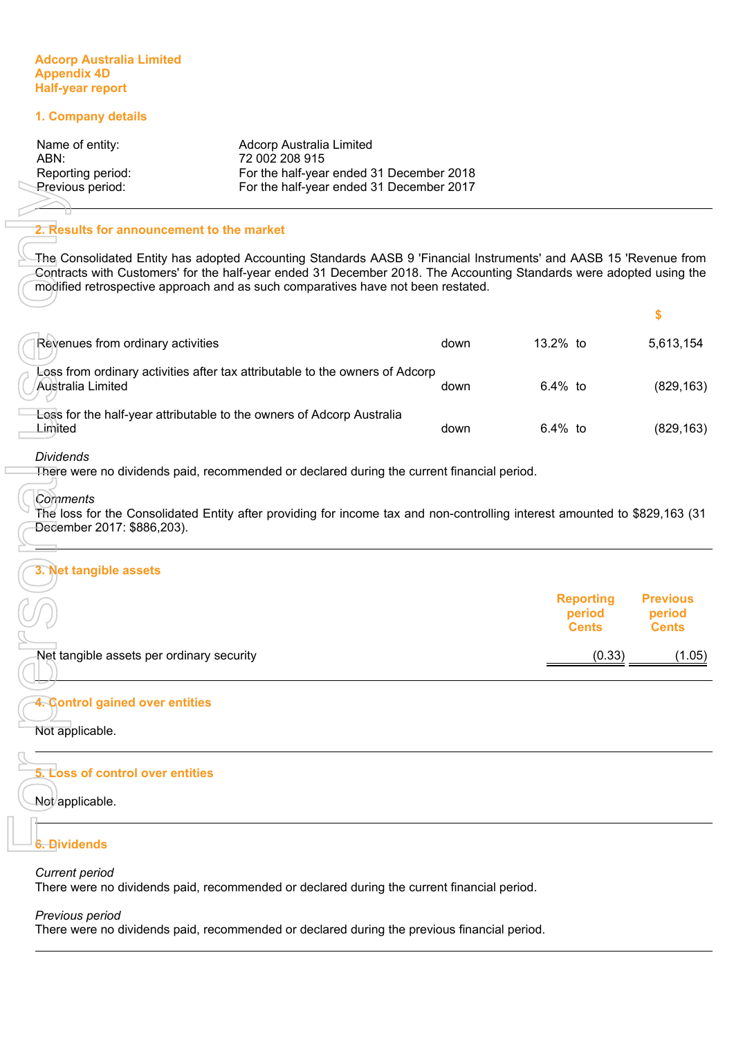**Adcorp Australia Limited**
**Appendix 4D**
**Half-year report**

## 1. Company details

| | |
|---|---|
| Name of entity: | Adcorp Australia Limited |
| ABN: | 72 002 208 915 |
| Reporting period: | For the half-year ended 31 December 2018 |
| Previous period: | For the half-year ended 31 December 2017 |

## 2. Results for announcement to the market

The Consolidated Entity has adopted Accounting Standards AASB 9 'Financial Instruments' and AASB 15 'Revenue from Contracts with Customers' for the half-year ended 31 December 2018. The Accounting Standards were adopted using the modified retrospective approach and as such comparatives have not been restated.

| | | | | $ |
|---|---|---|---|---|
| Revenues from ordinary activities | down | 13.2% | to | 5,613,154 |
| Loss from ordinary activities after tax attributable to the owners of Adcorp Australia Limited | down | 6.4% | to | (829,163) |
| Loss for the half-year attributable to the owners of Adcorp Australia Limited | down | 6.4% | to | (829,163) |

*Dividends*
There were no dividends paid, recommended or declared during the current financial period.

*Comments*
The loss for the Consolidated Entity after providing for income tax and non-controlling interest amounted to $829,163 (31 December 2017: $886,203).

## 3. Net tangible assets

| | Reporting period Cents | Previous period Cents |
|---|---|---|
| Net tangible assets per ordinary security | (0.33) | (1.05) |

## 4. Control gained over entities

Not applicable.

## 5. Loss of control over entities

Not applicable.

## 6. Dividends

*Current period*
There were no dividends paid, recommended or declared during the current financial period.

*Previous period*
There were no dividends paid, recommended or declared during the previous financial period.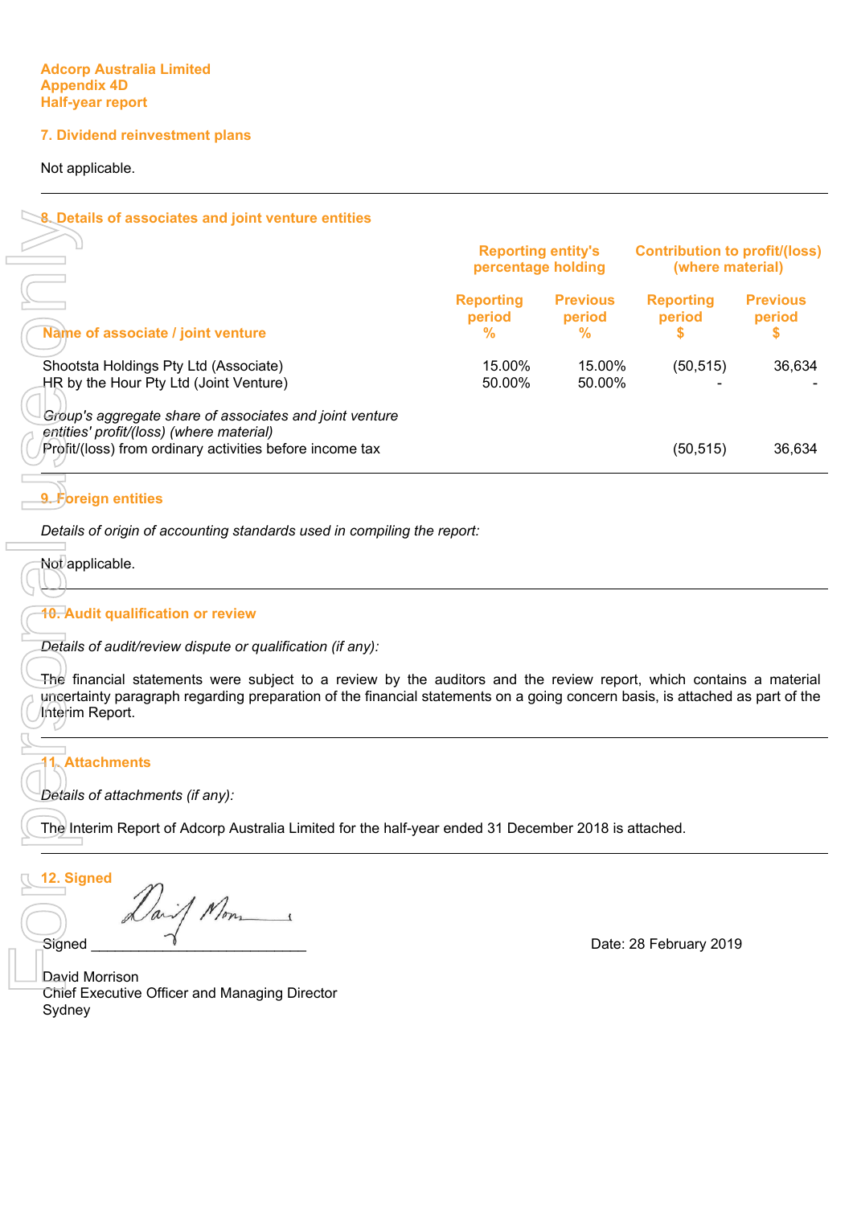**Adcorp Australia Limited**
**Appendix 4D**
**Half-year report**

## 7. Dividend reinvestment plans

Not applicable.

## 8. Details of associates and joint venture entities

| | Reporting entity's percentage holding | | Contribution to profit/(loss) (where material) | |
|---|---|---|---|---|
| Name of associate / joint venture | Reporting period % | Previous period % | Reporting period $ | Previous period $ |
| Shootsta Holdings Pty Ltd (Associate) | 15.00% | 15.00% | (50,515) | 36,634 |
| HR by the Hour Pty Ltd (Joint Venture) | 50.00% | 50.00% | - | - |
| *Group's aggregate share of associates and joint venture entities' profit/(loss) (where material)* | | | | |
| Profit/(loss) from ordinary activities before income tax | | | (50,515) | 36,634 |

## 9. Foreign entities

*Details of origin of accounting standards used in compiling the report:*

Not applicable.

## 10. Audit qualification or review

*Details of audit/review dispute or qualification (if any):*

The financial statements were subject to a review by the auditors and the review report, which contains a material uncertainty paragraph regarding preparation of the financial statements on a going concern basis, is attached as part of the Interim Report.

## 11. Attachments

*Details of attachments (if any):*

The Interim Report of Adcorp Australia Limited for the half-year ended 31 December 2018 is attached.

## 12. Signed

Signed ____________________________ Date: 28 February 2019

David Morrison
Chief Executive Officer and Managing Director
Sydney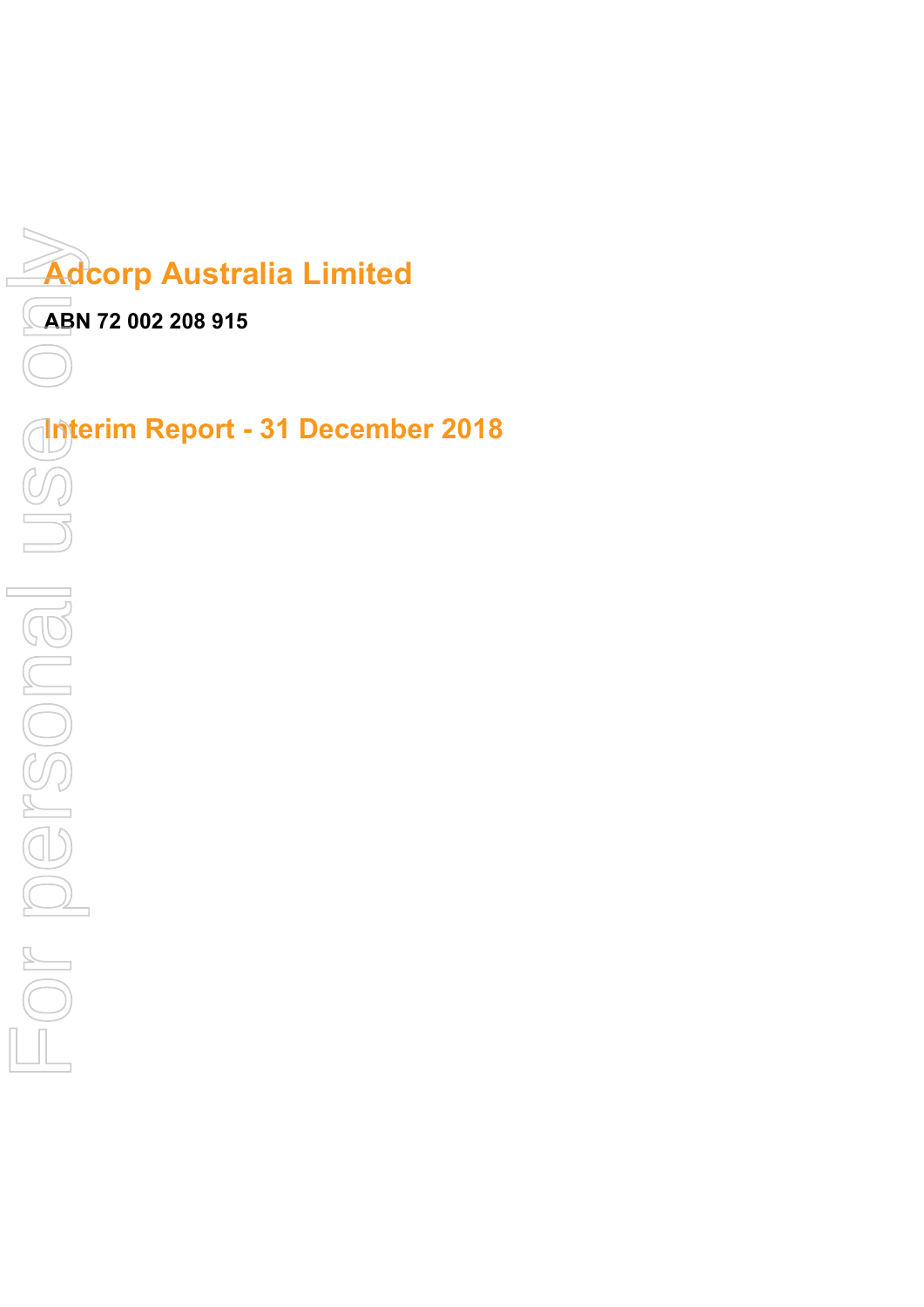# Adcorp Australia Limited

**ABN 72 002 208 915**

# Interim Report - 31 December 2018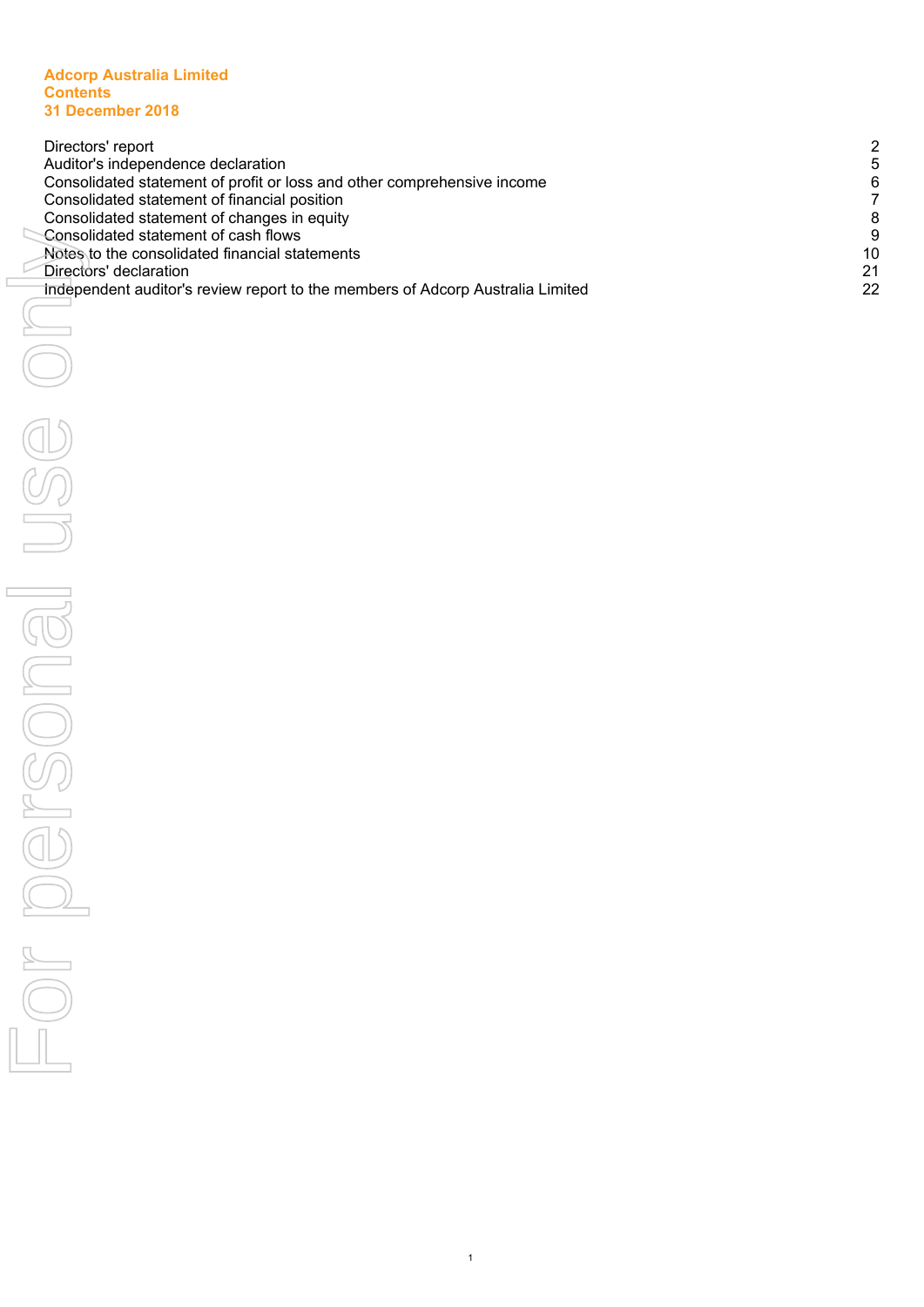**Adcorp Australia Limited**
**Contents**
**31 December 2018**

| | |
|---|---|
| Directors' report | 2 |
| Auditor's independence declaration | 5 |
| Consolidated statement of profit or loss and other comprehensive income | 6 |
| Consolidated statement of financial position | 7 |
| Consolidated statement of changes in equity | 8 |
| Consolidated statement of cash flows | 9 |
| Notes to the consolidated financial statements | 10 |
| Directors' declaration | 21 |
| Independent auditor's review report to the members of Adcorp Australia Limited | 22 |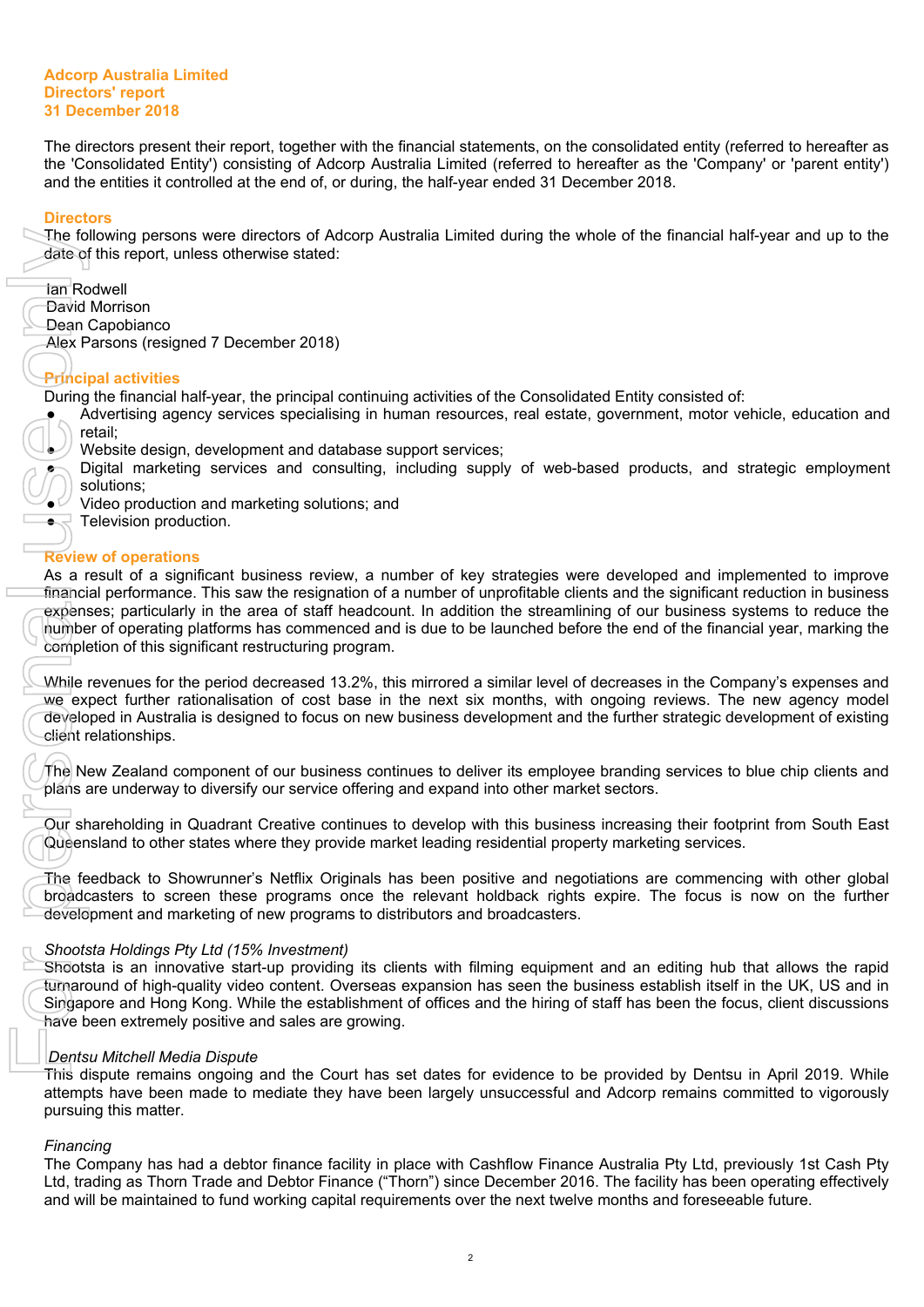**Adcorp Australia Limited**
**Directors' report**
**31 December 2018**

The directors present their report, together with the financial statements, on the consolidated entity (referred to hereafter as the 'Consolidated Entity') consisting of Adcorp Australia Limited (referred to hereafter as the 'Company' or 'parent entity') and the entities it controlled at the end of, or during, the half-year ended 31 December 2018.

## Directors

The following persons were directors of Adcorp Australia Limited during the whole of the financial half-year and up to the date of this report, unless otherwise stated:

Ian Rodwell
David Morrison
Dean Capobianco
Alex Parsons (resigned 7 December 2018)

## Principal activities

During the financial half-year, the principal continuing activities of the Consolidated Entity consisted of:

- Advertising agency services specialising in human resources, real estate, government, motor vehicle, education and retail;
- Website design, development and database support services;
- Digital marketing services and consulting, including supply of web-based products, and strategic employment solutions;
- Video production and marketing solutions; and
- Television production.

## Review of operations

As a result of a significant business review, a number of key strategies were developed and implemented to improve financial performance. This saw the resignation of a number of unprofitable clients and the significant reduction in business expenses; particularly in the area of staff headcount. In addition the streamlining of our business systems to reduce the number of operating platforms has commenced and is due to be launched before the end of the financial year, marking the completion of this significant restructuring program.

While revenues for the period decreased 13.2%, this mirrored a similar level of decreases in the Company's expenses and we expect further rationalisation of cost base in the next six months, with ongoing reviews. The new agency model developed in Australia is designed to focus on new business development and the further strategic development of existing client relationships.

The New Zealand component of our business continues to deliver its employee branding services to blue chip clients and plans are underway to diversify our service offering and expand into other market sectors.

Our shareholding in Quadrant Creative continues to develop with this business increasing their footprint from South East Queensland to other states where they provide market leading residential property marketing services.

The feedback to Showrunner's Netflix Originals has been positive and negotiations are commencing with other global broadcasters to screen these programs once the relevant holdback rights expire. The focus is now on the further development and marketing of new programs to distributors and broadcasters.

*Shootsta Holdings Pty Ltd (15% Investment)*
Shootsta is an innovative start-up providing its clients with filming equipment and an editing hub that allows the rapid turnaround of high-quality video content. Overseas expansion has seen the business establish itself in the UK, US and in Singapore and Hong Kong. While the establishment of offices and the hiring of staff has been the focus, client discussions have been extremely positive and sales are growing.

*Dentsu Mitchell Media Dispute*
This dispute remains ongoing and the Court has set dates for evidence to be provided by Dentsu in April 2019. While attempts have been made to mediate they have been largely unsuccessful and Adcorp remains committed to vigorously pursuing this matter.

*Financing*
The Company has had a debtor finance facility in place with Cashflow Finance Australia Pty Ltd, previously 1st Cash Pty Ltd, trading as Thorn Trade and Debtor Finance ("Thorn") since December 2016. The facility has been operating effectively and will be maintained to fund working capital requirements over the next twelve months and foreseeable future.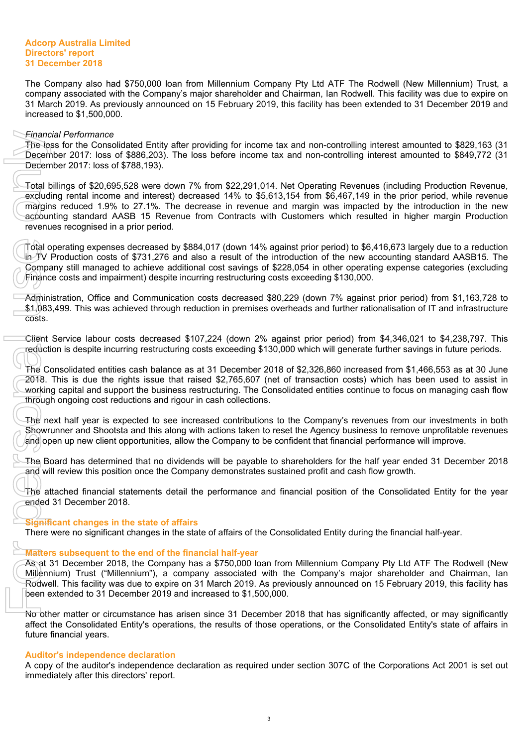**Adcorp Australia Limited**
**Directors' report**
**31 December 2018**

The Company also had $750,000 loan from Millennium Company Pty Ltd ATF The Rodwell (New Millennium) Trust, a company associated with the Company's major shareholder and Chairman, Ian Rodwell. This facility was due to expire on 31 March 2019. As previously announced on 15 February 2019, this facility has been extended to 31 December 2019 and increased to $1,500,000.

*Financial Performance*
The loss for the Consolidated Entity after providing for income tax and non-controlling interest amounted to $829,163 (31 December 2017: loss of $886,203). The loss before income tax and non-controlling interest amounted to $849,772 (31 December 2017: loss of $788,193).

Total billings of $20,695,528 were down 7% from $22,291,014. Net Operating Revenues (including Production Revenue, excluding rental income and interest) decreased 14% to $5,613,154 from $6,467,149 in the prior period, while revenue margins reduced 1.9% to 27.1%. The decrease in revenue and margin was impacted by the introduction in the new accounting standard AASB 15 Revenue from Contracts with Customers which resulted in higher margin Production revenues recognised in a prior period.

Total operating expenses decreased by $884,017 (down 14% against prior period) to $6,416,673 largely due to a reduction in TV Production costs of $731,276 and also a result of the introduction of the new accounting standard AASB15. The Company still managed to achieve additional cost savings of $228,054 in other operating expense categories (excluding Finance costs and impairment) despite incurring restructuring costs exceeding $130,000.

Administration, Office and Communication costs decreased $80,229 (down 7% against prior period) from $1,163,728 to $1,083,499. This was achieved through reduction in premises overheads and further rationalisation of IT and infrastructure costs.

Client Service labour costs decreased $107,224 (down 2% against prior period) from $4,346,021 to $4,238,797. This reduction is despite incurring restructuring costs exceeding $130,000 which will generate further savings in future periods.

The Consolidated entities cash balance as at 31 December 2018 of $2,326,860 increased from $1,466,553 as at 30 June 2018. This is due the rights issue that raised $2,765,607 (net of transaction costs) which has been used to assist in working capital and support the business restructuring. The Consolidated entities continue to focus on managing cash flow through ongoing cost reductions and rigour in cash collections.

The next half year is expected to see increased contributions to the Company's revenues from our investments in both Showrunner and Shootsta and this along with actions taken to reset the Agency business to remove unprofitable revenues and open up new client opportunities, allow the Company to be confident that financial performance will improve.

The Board has determined that no dividends will be payable to shareholders for the half year ended 31 December 2018 and will review this position once the Company demonstrates sustained profit and cash flow growth.

The attached financial statements detail the performance and financial position of the Consolidated Entity for the year ended 31 December 2018.

## Significant changes in the state of affairs

There were no significant changes in the state of affairs of the Consolidated Entity during the financial half-year.

## Matters subsequent to the end of the financial half-year

As at 31 December 2018, the Company has a $750,000 loan from Millennium Company Pty Ltd ATF The Rodwell (New Millennium) Trust ("Millennium"), a company associated with the Company's major shareholder and Chairman, Ian Rodwell. This facility was due to expire on 31 March 2019. As previously announced on 15 February 2019, this facility has been extended to 31 December 2019 and increased to $1,500,000.

No other matter or circumstance has arisen since 31 December 2018 that has significantly affected, or may significantly affect the Consolidated Entity's operations, the results of those operations, or the Consolidated Entity's state of affairs in future financial years.

## Auditor's independence declaration

A copy of the auditor's independence declaration as required under section 307C of the Corporations Act 2001 is set out immediately after this directors' report.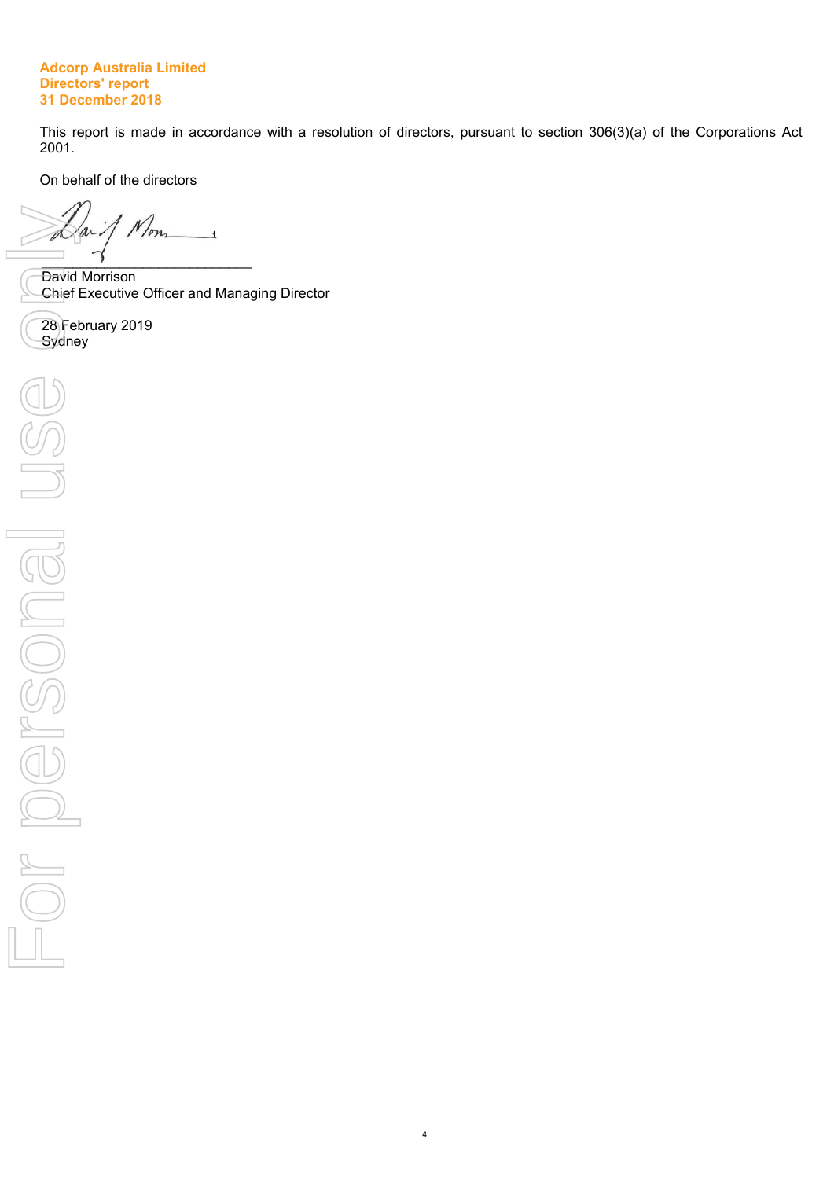**Adcorp Australia Limited**
**Directors' report**
**31 December 2018**

This report is made in accordance with a resolution of directors, pursuant to section 306(3)(a) of the Corporations Act 2001.

On behalf of the directors

\_\_\_\_\_\_\_\_\_\_\_\_\_\_\_\_\_\_\_\_\_\_\_\_\_\_\_
David Morrison
Chief Executive Officer and Managing Director

28 February 2019
Sydney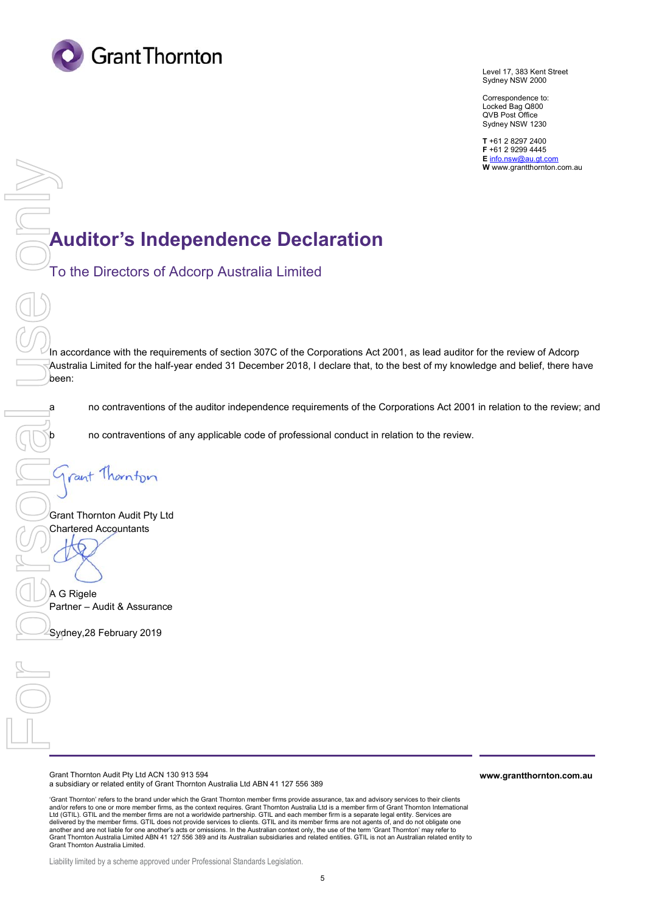Level 17, 383 Kent Street
Sydney NSW 2000

Correspondence to:
Locked Bag Q800
QVB Post Office
Sydney NSW 1230

**T** +61 2 8297 2400
**F** +61 2 9299 4445
**E** info.nsw@au.gt.com
**W** www.grantthornton.com.au

# Auditor's Independence Declaration

## To the Directors of Adcorp Australia Limited

In accordance with the requirements of section 307C of the Corporations Act 2001, as lead auditor for the review of Adcorp Australia Limited for the half-year ended 31 December 2018, I declare that, to the best of my knowledge and belief, there have been:

a no contraventions of the auditor independence requirements of the Corporations Act 2001 in relation to the review; and

b no contraventions of any applicable code of professional conduct in relation to the review.

Grant Thornton Audit Pty Ltd
Chartered Accountants

A G Rigele
Partner – Audit & Assurance

Sydney,28 February 2019

Grant Thornton Audit Pty Ltd ACN 130 913 594
a subsidiary or related entity of Grant Thornton Australia Ltd ABN 41 127 556 389

**www.grantthornton.com.au**

'Grant Thornton' refers to the brand under which the Grant Thornton member firms provide assurance, tax and advisory services to their clients and/or refers to one or more member firms, as the context requires. Grant Thornton Australia Ltd is a member firm of Grant Thornton International Ltd (GTIL). GTIL and the member firms are not a worldwide partnership. GTIL and each member firm is a separate legal entity. Services are delivered by the member firms. GTIL does not provide services to clients. GTIL and its member firms are not agents of, and do not obligate one another and are not liable for one another's acts or omissions. In the Australian context only, the use of the term 'Grant Thornton' may refer to Grant Thornton Australia Limited ABN 41 127 556 389 and its Australian subsidiaries and related entities. GTIL is not an Australian related entity to Grant Thornton Australia Limited.

Liability limited by a scheme approved under Professional Standards Legislation.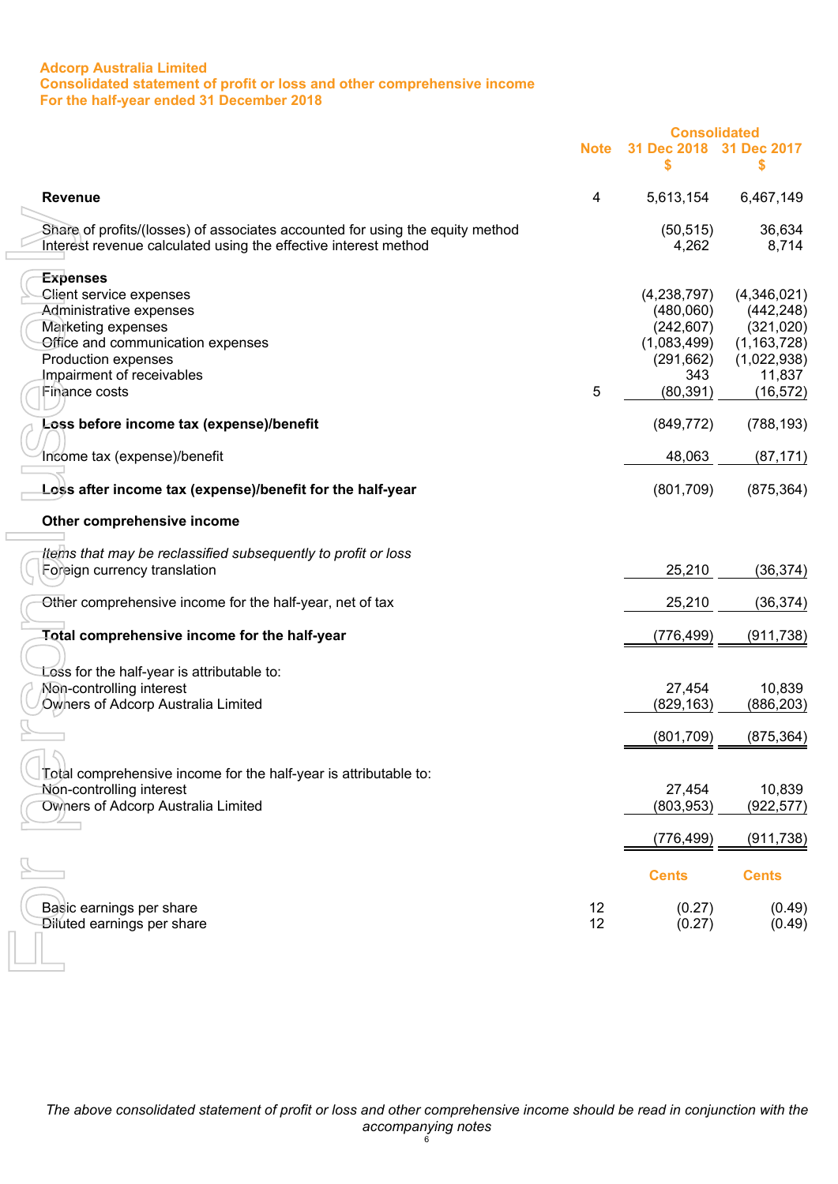**Adcorp Australia Limited**
**Consolidated statement of profit or loss and other comprehensive income**
**For the half-year ended 31 December 2018**

| | Note | Consolidated 31 Dec 2018 $ | 31 Dec 2017 $ |
|---|---|---|---|
| **Revenue** | 4 | 5,613,154 | 6,467,149 |
| | | | |
| Share of profits/(losses) of associates accounted for using the equity method | | (50,515) | 36,634 |
| Interest revenue calculated using the effective interest method | | 4,262 | 8,714 |
| | | | |
| **Expenses** | | | |
| Client service expenses | | (4,238,797) | (4,346,021) |
| Administrative expenses | | (480,060) | (442,248) |
| Marketing expenses | | (242,607) | (321,020) |
| Office and communication expenses | | (1,083,499) | (1,163,728) |
| Production expenses | | (291,662) | (1,022,938) |
| Impairment of receivables | | 343 | 11,837 |
| Finance costs | 5 | (80,391) | (16,572) |
| | | | |
| **Loss before income tax (expense)/benefit** | | (849,772) | (788,193) |
| | | | |
| Income tax (expense)/benefit | | 48,063 | (87,171) |
| | | | |
| **Loss after income tax (expense)/benefit for the half-year** | | (801,709) | (875,364) |
| | | | |
| **Other comprehensive income** | | | |
| | | | |
| *Items that may be reclassified subsequently to profit or loss* | | | |
| Foreign currency translation | | 25,210 | (36,374) |
| | | | |
| Other comprehensive income for the half-year, net of tax | | 25,210 | (36,374) |
| | | | |
| **Total comprehensive income for the half-year** | | (776,499) | (911,738) |
| | | | |
| Loss for the half-year is attributable to: | | | |
| Non-controlling interest | | 27,454 | 10,839 |
| Owners of Adcorp Australia Limited | | (829,163) | (886,203) |
| | | (801,709) | (875,364) |
| | | | |
| Total comprehensive income for the half-year is attributable to: | | | |
| Non-controlling interest | | 27,454 | 10,839 |
| Owners of Adcorp Australia Limited | | (803,953) | (922,577) |
| | | (776,499) | (911,738) |
| | | | |
| | | Cents | Cents |
| Basic earnings per share | 12 | (0.27) | (0.49) |
| Diluted earnings per share | 12 | (0.27) | (0.49) |

*The above consolidated statement of profit or loss and other comprehensive income should be read in conjunction with the accompanying notes*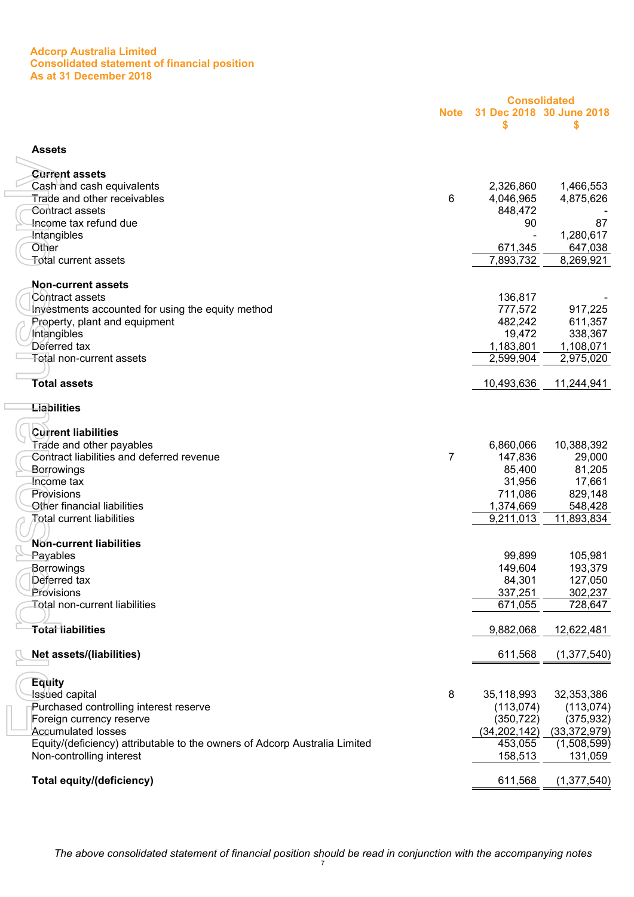**Adcorp Australia Limited**
**Consolidated statement of financial position**
**As at 31 December 2018**

| | Note | Consolidated 31 Dec 2018 $ | 30 June 2018 $ |
|---|---|---|---|
| **Assets** | | | |
| | | | |
| **Current assets** | | | |
| Cash and cash equivalents | | 2,326,860 | 1,466,553 |
| Trade and other receivables | 6 | 4,046,965 | 4,875,626 |
| Contract assets | | 848,472 | - |
| Income tax refund due | | 90 | 87 |
| Intangibles | | - | 1,280,617 |
| Other | | 671,345 | 647,038 |
| Total current assets | | 7,893,732 | 8,269,921 |
| | | | |
| **Non-current assets** | | | |
| Contract assets | | 136,817 | - |
| Investments accounted for using the equity method | | 777,572 | 917,225 |
| Property, plant and equipment | | 482,242 | 611,357 |
| Intangibles | | 19,472 | 338,367 |
| Deferred tax | | 1,183,801 | 1,108,071 |
| Total non-current assets | | 2,599,904 | 2,975,020 |
| | | | |
| **Total assets** | | 10,493,636 | 11,244,941 |
| | | | |
| **Liabilities** | | | |
| | | | |
| **Current liabilities** | | | |
| Trade and other payables | | 6,860,066 | 10,388,392 |
| Contract liabilities and deferred revenue | 7 | 147,836 | 29,000 |
| Borrowings | | 85,400 | 81,205 |
| Income tax | | 31,956 | 17,661 |
| Provisions | | 711,086 | 829,148 |
| Other financial liabilities | | 1,374,669 | 548,428 |
| Total current liabilities | | 9,211,013 | 11,893,834 |
| | | | |
| **Non-current liabilities** | | | |
| Payables | | 99,899 | 105,981 |
| Borrowings | | 149,604 | 193,379 |
| Deferred tax | | 84,301 | 127,050 |
| Provisions | | 337,251 | 302,237 |
| Total non-current liabilities | | 671,055 | 728,647 |
| | | | |
| **Total liabilities** | | 9,882,068 | 12,622,481 |
| | | | |
| **Net assets/(liabilities)** | | 611,568 | (1,377,540) |
| | | | |
| **Equity** | | | |
| Issued capital | 8 | 35,118,993 | 32,353,386 |
| Purchased controlling interest reserve | | (113,074) | (113,074) |
| Foreign currency reserve | | (350,722) | (375,932) |
| Accumulated losses | | (34,202,142) | (33,372,979) |
| Equity/(deficiency) attributable to the owners of Adcorp Australia Limited | | 453,055 | (1,508,599) |
| Non-controlling interest | | 158,513 | 131,059 |
| | | | |
| **Total equity/(deficiency)** | | 611,568 | (1,377,540) |

*The above consolidated statement of financial position should be read in conjunction with the accompanying notes*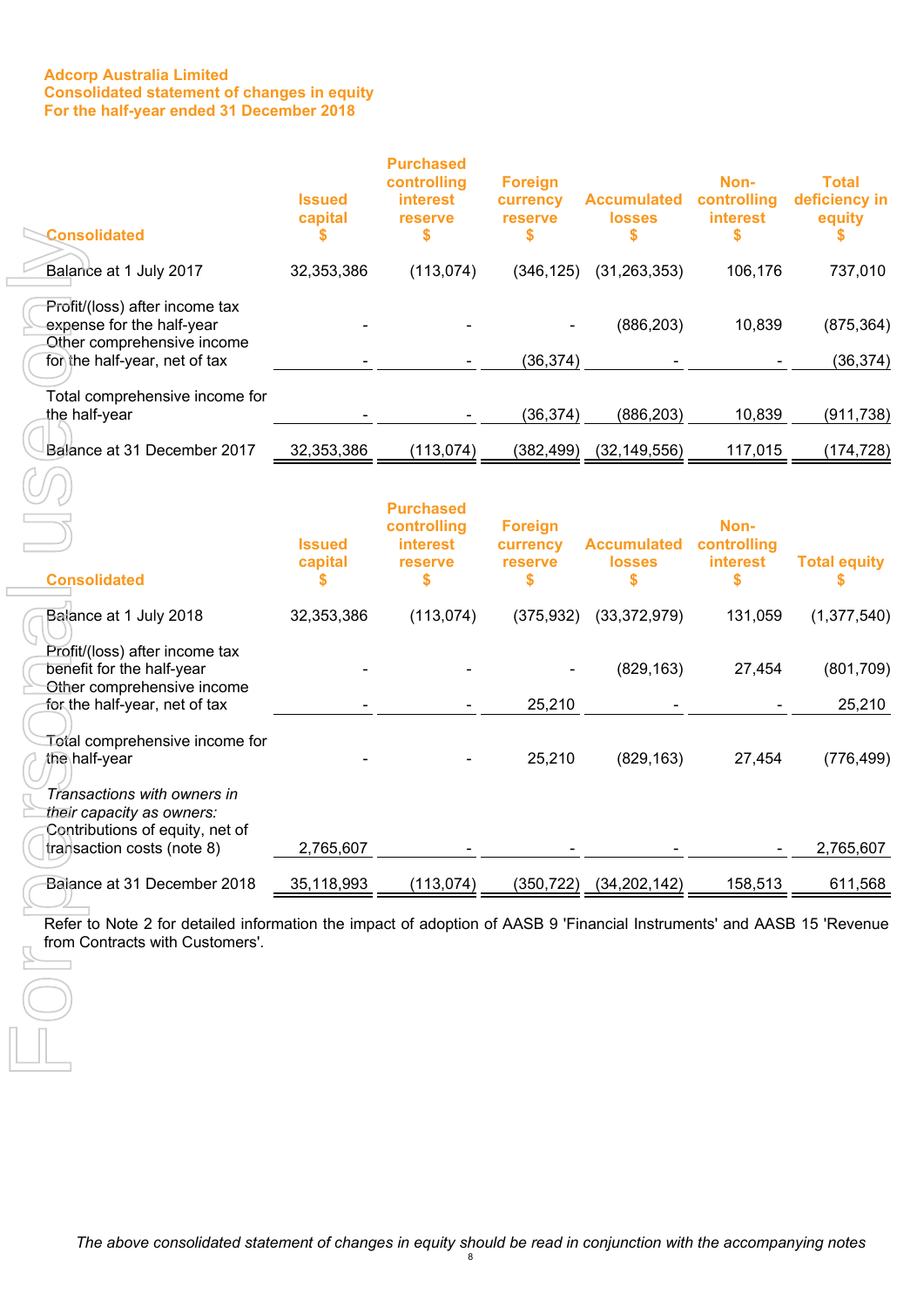**Adcorp Australia Limited**
**Consolidated statement of changes in equity**
**For the half-year ended 31 December 2018**

| Consolidated | Issued capital $ | Purchased controlling interest reserve $ | Foreign currency reserve $ | Accumulated losses $ | Non-controlling interest $ | Total deficiency in equity $ |
|---|---|---|---|---|---|---|
| Balance at 1 July 2017 | 32,353,386 | (113,074) | (346,125) | (31,263,353) | 106,176 | 737,010 |
| Profit/(loss) after income tax expense for the half-year | - | - | - | (886,203) | 10,839 | (875,364) |
| Other comprehensive income for the half-year, net of tax | - | - | (36,374) | - | - | (36,374) |
| Total comprehensive income for the half-year | - | - | (36,374) | (886,203) | 10,839 | (911,738) |
| Balance at 31 December 2017 | 32,353,386 | (113,074) | (382,499) | (32,149,556) | 117,015 | (174,728) |

| Consolidated | Issued capital $ | Purchased controlling interest reserve $ | Foreign currency reserve $ | Accumulated losses $ | Non-controlling interest $ | Total equity $ |
|---|---|---|---|---|---|---|
| Balance at 1 July 2018 | 32,353,386 | (113,074) | (375,932) | (33,372,979) | 131,059 | (1,377,540) |
| Profit/(loss) after income tax benefit for the half-year | - | - | - | (829,163) | 27,454 | (801,709) |
| Other comprehensive income for the half-year, net of tax | - | - | 25,210 | - | - | 25,210 |
| Total comprehensive income for the half-year | - | - | 25,210 | (829,163) | 27,454 | (776,499) |
| *Transactions with owners in their capacity as owners:* | | | | | | |
| Contributions of equity, net of transaction costs (note 8) | 2,765,607 | - | - | - | - | 2,765,607 |
| Balance at 31 December 2018 | 35,118,993 | (113,074) | (350,722) | (34,202,142) | 158,513 | 611,568 |

Refer to Note 2 for detailed information the impact of adoption of AASB 9 'Financial Instruments' and AASB 15 'Revenue from Contracts with Customers'.

*The above consolidated statement of changes in equity should be read in conjunction with the accompanying notes*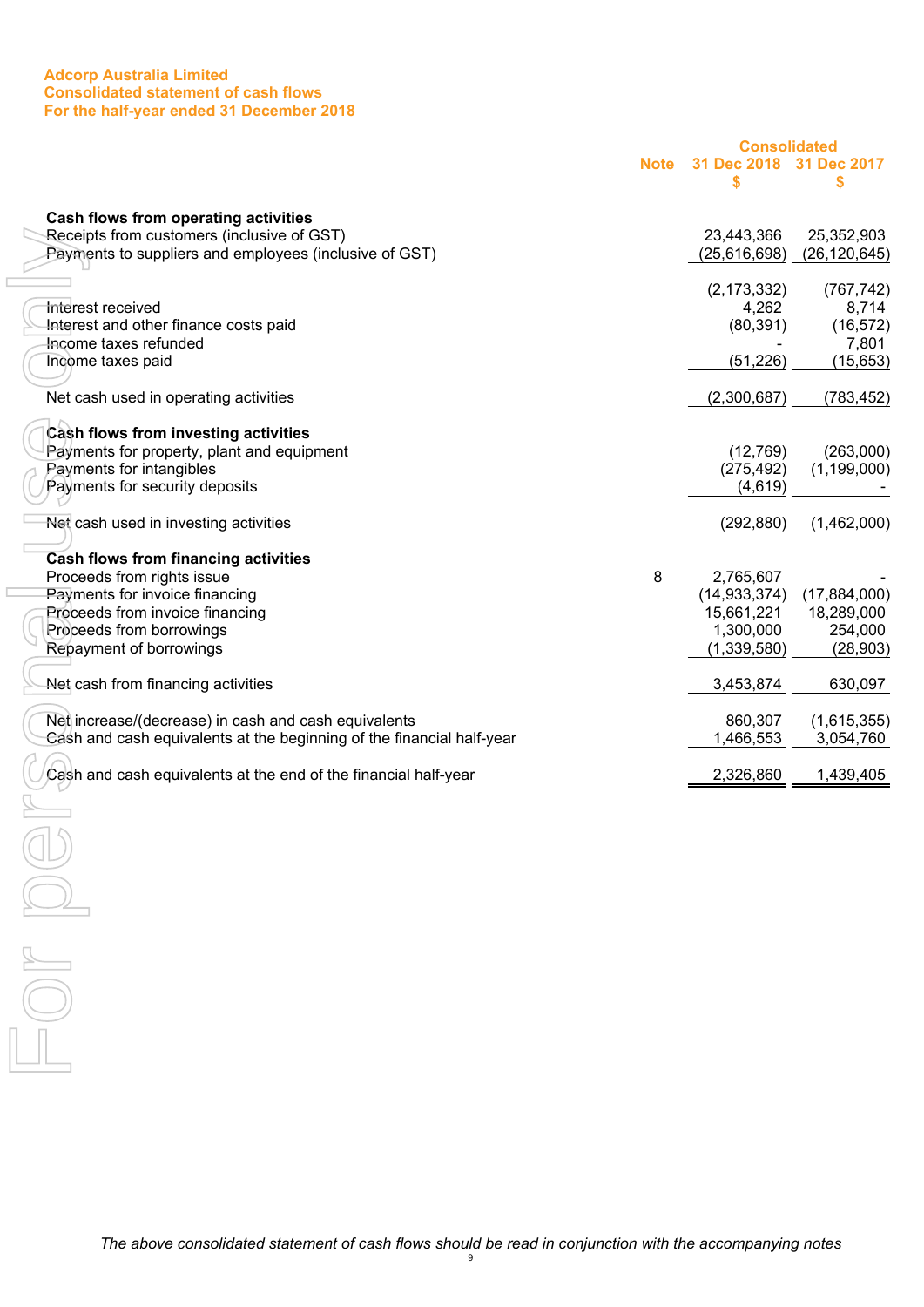**Adcorp Australia Limited**
**Consolidated statement of cash flows**
**For the half-year ended 31 December 2018**

| | Note | Consolidated 31 Dec 2018 $ | Consolidated 31 Dec 2017 $ |
|---|---|---|---|
| **Cash flows from operating activities** | | | |
| Receipts from customers (inclusive of GST) | | 23,443,366 | 25,352,903 |
| Payments to suppliers and employees (inclusive of GST) | | (25,616,698) | (26,120,645) |
| | | (2,173,332) | (767,742) |
| Interest received | | 4,262 | 8,714 |
| Interest and other finance costs paid | | (80,391) | (16,572) |
| Income taxes refunded | | - | 7,801 |
| Income taxes paid | | (51,226) | (15,653) |
| Net cash used in operating activities | | (2,300,687) | (783,452) |
| **Cash flows from investing activities** | | | |
| Payments for property, plant and equipment | | (12,769) | (263,000) |
| Payments for intangibles | | (275,492) | (1,199,000) |
| Payments for security deposits | | (4,619) | - |
| Net cash used in investing activities | | (292,880) | (1,462,000) |
| **Cash flows from financing activities** | | | |
| Proceeds from rights issue | 8 | 2,765,607 | - |
| Payments for invoice financing | | (14,933,374) | (17,884,000) |
| Proceeds from invoice financing | | 15,661,221 | 18,289,000 |
| Proceeds from borrowings | | 1,300,000 | 254,000 |
| Repayment of borrowings | | (1,339,580) | (28,903) |
| Net cash from financing activities | | 3,453,874 | 630,097 |
| Net increase/(decrease) in cash and cash equivalents | | 860,307 | (1,615,355) |
| Cash and cash equivalents at the beginning of the financial half-year | | 1,466,553 | 3,054,760 |
| Cash and cash equivalents at the end of the financial half-year | | 2,326,860 | 1,439,405 |

*The above consolidated statement of cash flows should be read in conjunction with the accompanying notes*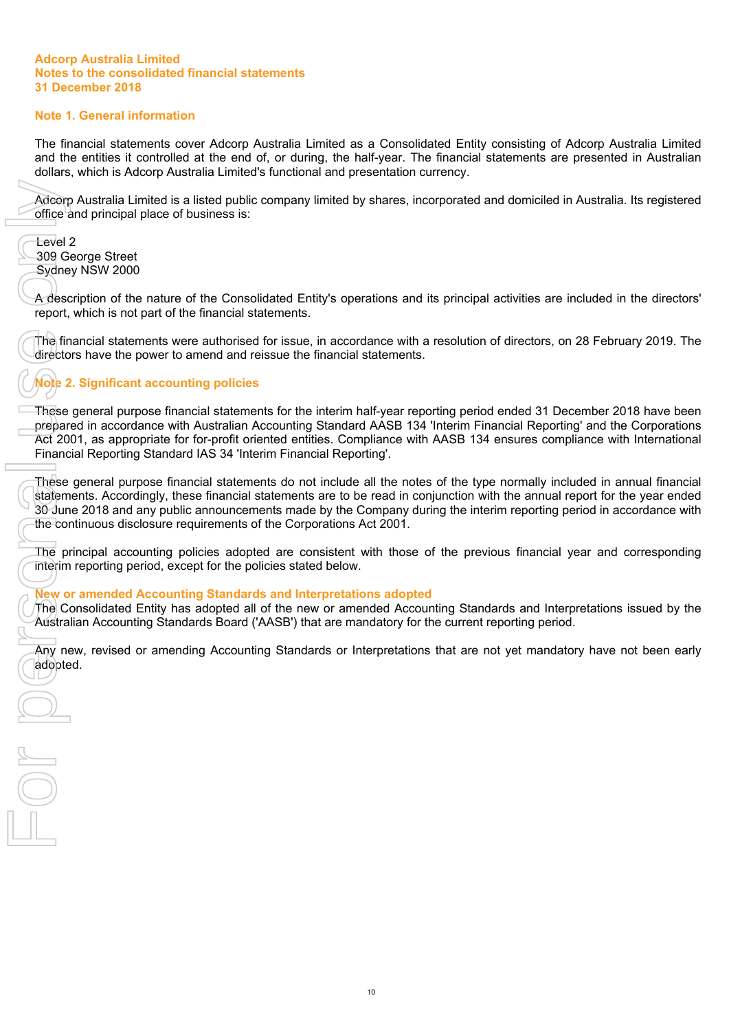**Adcorp Australia Limited**
**Notes to the consolidated financial statements**
**31 December 2018**

## Note 1. General information

The financial statements cover Adcorp Australia Limited as a Consolidated Entity consisting of Adcorp Australia Limited and the entities it controlled at the end of, or during, the half-year. The financial statements are presented in Australian dollars, which is Adcorp Australia Limited's functional and presentation currency.

Adcorp Australia Limited is a listed public company limited by shares, incorporated and domiciled in Australia. Its registered office and principal place of business is:

Level 2
309 George Street
Sydney NSW 2000

A description of the nature of the Consolidated Entity's operations and its principal activities are included in the directors' report, which is not part of the financial statements.

The financial statements were authorised for issue, in accordance with a resolution of directors, on 28 February 2019. The directors have the power to amend and reissue the financial statements.

## Note 2. Significant accounting policies

These general purpose financial statements for the interim half-year reporting period ended 31 December 2018 have been prepared in accordance with Australian Accounting Standard AASB 134 'Interim Financial Reporting' and the Corporations Act 2001, as appropriate for for-profit oriented entities. Compliance with AASB 134 ensures compliance with International Financial Reporting Standard IAS 34 'Interim Financial Reporting'.

These general purpose financial statements do not include all the notes of the type normally included in annual financial statements. Accordingly, these financial statements are to be read in conjunction with the annual report for the year ended 30 June 2018 and any public announcements made by the Company during the interim reporting period in accordance with the continuous disclosure requirements of the Corporations Act 2001.

The principal accounting policies adopted are consistent with those of the previous financial year and corresponding interim reporting period, except for the policies stated below.

### New or amended Accounting Standards and Interpretations adopted

The Consolidated Entity has adopted all of the new or amended Accounting Standards and Interpretations issued by the Australian Accounting Standards Board ('AASB') that are mandatory for the current reporting period.

Any new, revised or amending Accounting Standards or Interpretations that are not yet mandatory have not been early adopted.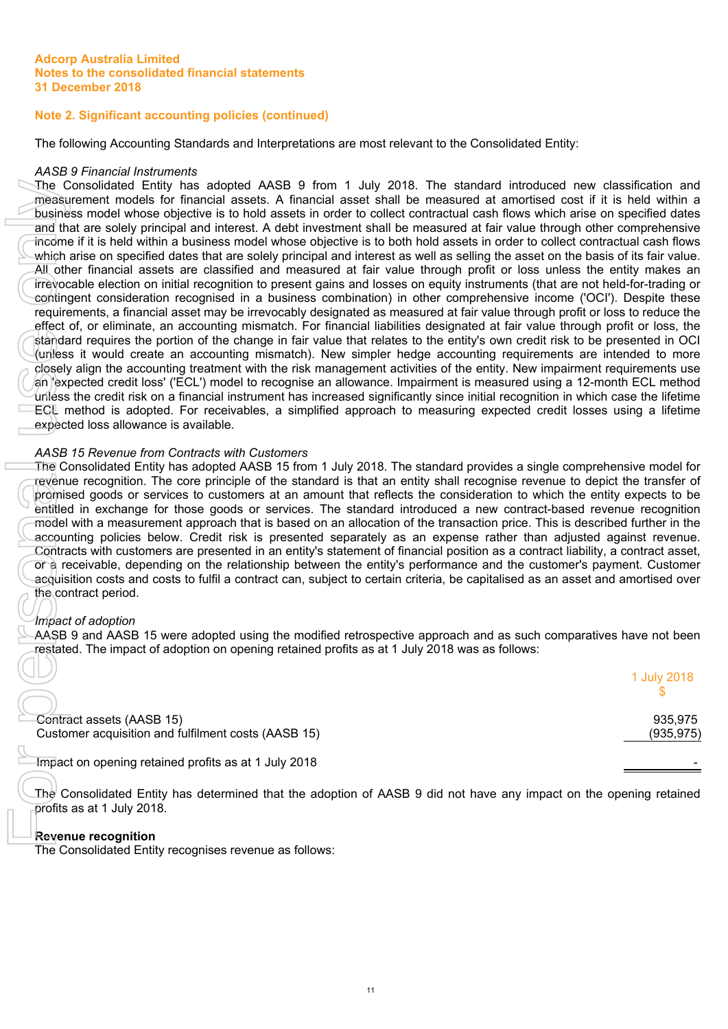## Note 2. Significant accounting policies (continued)

The following Accounting Standards and Interpretations are most relevant to the Consolidated Entity:

*AASB 9 Financial Instruments*

The Consolidated Entity has adopted AASB 9 from 1 July 2018. The standard introduced new classification and measurement models for financial assets. A financial asset shall be measured at amortised cost if it is held within a business model whose objective is to hold assets in order to collect contractual cash flows which arise on specified dates and that are solely principal and interest. A debt investment shall be measured at fair value through other comprehensive income if it is held within a business model whose objective is to both hold assets in order to collect contractual cash flows which arise on specified dates that are solely principal and interest as well as selling the asset on the basis of its fair value. All other financial assets are classified and measured at fair value through profit or loss unless the entity makes an irrevocable election on initial recognition to present gains and losses on equity instruments (that are not held-for-trading or contingent consideration recognised in a business combination) in other comprehensive income ('OCI'). Despite these requirements, a financial asset may be irrevocably designated as measured at fair value through profit or loss to reduce the effect of, or eliminate, an accounting mismatch. For financial liabilities designated at fair value through profit or loss, the standard requires the portion of the change in fair value that relates to the entity's own credit risk to be presented in OCI (unless it would create an accounting mismatch). New simpler hedge accounting requirements are intended to more closely align the accounting treatment with the risk management activities of the entity. New impairment requirements use an 'expected credit loss' ('ECL') model to recognise an allowance. Impairment is measured using a 12-month ECL method unless the credit risk on a financial instrument has increased significantly since initial recognition in which case the lifetime ECL method is adopted. For receivables, a simplified approach to measuring expected credit losses using a lifetime expected loss allowance is available.

*AASB 15 Revenue from Contracts with Customers*

The Consolidated Entity has adopted AASB 15 from 1 July 2018. The standard provides a single comprehensive model for revenue recognition. The core principle of the standard is that an entity shall recognise revenue to depict the transfer of promised goods or services to customers at an amount that reflects the consideration to which the entity expects to be entitled in exchange for those goods or services. The standard introduced a new contract-based revenue recognition model with a measurement approach that is based on an allocation of the transaction price. This is described further in the accounting policies below. Credit risk is presented separately as an expense rather than adjusted against revenue. Contracts with customers are presented in an entity's statement of financial position as a contract liability, a contract asset, or a receivable, depending on the relationship between the entity's performance and the customer's payment. Customer acquisition costs and costs to fulfil a contract can, subject to certain criteria, be capitalised as an asset and amortised over the contract period.

*Impact of adoption*

AASB 9 and AASB 15 were adopted using the modified retrospective approach and as such comparatives have not been restated. The impact of adoption on opening retained profits as at 1 July 2018 was as follows:

| | 1 July 2018<br>$ |
|---|---|
| Contract assets (AASB 15) | 935,975 |
| Customer acquisition and fulfilment costs (AASB 15) | (935,975) |
| Impact on opening retained profits as at 1 July 2018 | - |

The Consolidated Entity has determined that the adoption of AASB 9 did not have any impact on the opening retained profits as at 1 July 2018.

**Revenue recognition**

The Consolidated Entity recognises revenue as follows: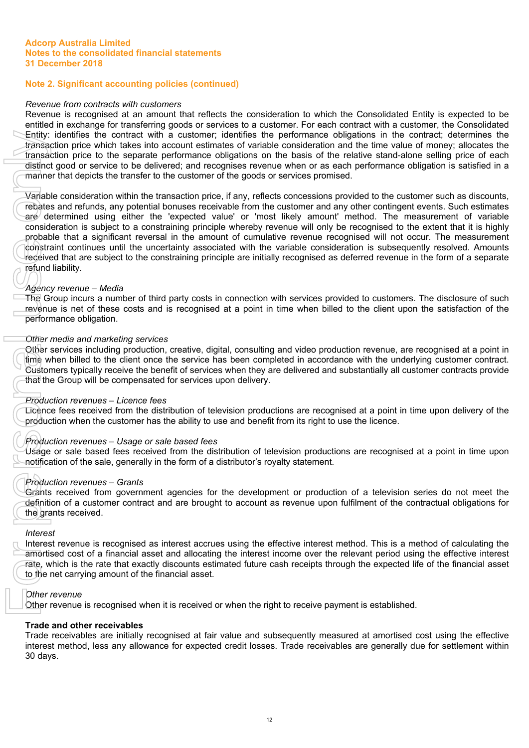Adcorp Australia Limited
Notes to the consolidated financial statements
31 December 2018

## Note 2. Significant accounting policies (continued)

*Revenue from contracts with customers*
Revenue is recognised at an amount that reflects the consideration to which the Consolidated Entity is expected to be entitled in exchange for transferring goods or services to a customer. For each contract with a customer, the Consolidated Entity: identifies the contract with a customer; identifies the performance obligations in the contract; determines the transaction price which takes into account estimates of variable consideration and the time value of money; allocates the transaction price to the separate performance obligations on the basis of the relative stand-alone selling price of each distinct good or service to be delivered; and recognises revenue when or as each performance obligation is satisfied in a manner that depicts the transfer to the customer of the goods or services promised.

Variable consideration within the transaction price, if any, reflects concessions provided to the customer such as discounts, rebates and refunds, any potential bonuses receivable from the customer and any other contingent events. Such estimates are determined using either the 'expected value' or 'most likely amount' method. The measurement of variable consideration is subject to a constraining principle whereby revenue will only be recognised to the extent that it is highly probable that a significant reversal in the amount of cumulative revenue recognised will not occur. The measurement constraint continues until the uncertainty associated with the variable consideration is subsequently resolved. Amounts received that are subject to the constraining principle are initially recognised as deferred revenue in the form of a separate refund liability.

*Agency revenue – Media*
The Group incurs a number of third party costs in connection with services provided to customers. The disclosure of such revenue is net of these costs and is recognised at a point in time when billed to the client upon the satisfaction of the performance obligation.

*Other media and marketing services*
Other services including production, creative, digital, consulting and video production revenue, are recognised at a point in time when billed to the client once the service has been completed in accordance with the underlying customer contract. Customers typically receive the benefit of services when they are delivered and substantially all customer contracts provide that the Group will be compensated for services upon delivery.

*Production revenues – Licence fees*
Licence fees received from the distribution of television productions are recognised at a point in time upon delivery of the production when the customer has the ability to use and benefit from its right to use the licence.

*Production revenues – Usage or sale based fees*
Usage or sale based fees received from the distribution of television productions are recognised at a point in time upon notification of the sale, generally in the form of a distributor's royalty statement.

*Production revenues – Grants*
Grants received from government agencies for the development or production of a television series do not meet the definition of a customer contract and are brought to account as revenue upon fulfilment of the contractual obligations for the grants received.

*Interest*
Interest revenue is recognised as interest accrues using the effective interest method. This is a method of calculating the amortised cost of a financial asset and allocating the interest income over the relevant period using the effective interest rate, which is the rate that exactly discounts estimated future cash receipts through the expected life of the financial asset to the net carrying amount of the financial asset.

*Other revenue*
Other revenue is recognised when it is received or when the right to receive payment is established.

**Trade and other receivables**
Trade receivables are initially recognised at fair value and subsequently measured at amortised cost using the effective interest method, less any allowance for expected credit losses. Trade receivables are generally due for settlement within 30 days.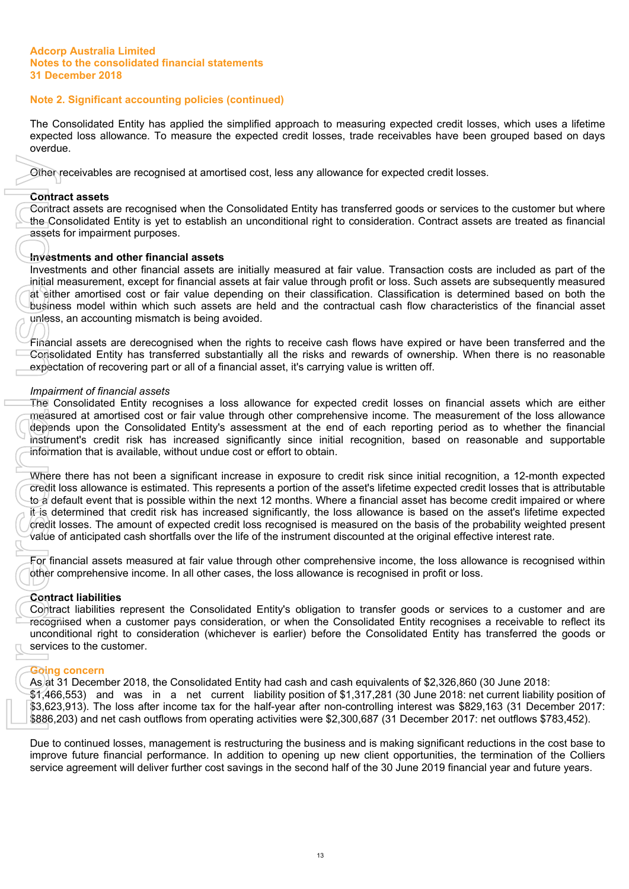Adcorp Australia Limited
Notes to the consolidated financial statements
31 December 2018

## Note 2. Significant accounting policies (continued)

The Consolidated Entity has applied the simplified approach to measuring expected credit losses, which uses a lifetime expected loss allowance. To measure the expected credit losses, trade receivables have been grouped based on days overdue.

Other receivables are recognised at amortised cost, less any allowance for expected credit losses.

**Contract assets**
Contract assets are recognised when the Consolidated Entity has transferred goods or services to the customer but where the Consolidated Entity is yet to establish an unconditional right to consideration. Contract assets are treated as financial assets for impairment purposes.

**Investments and other financial assets**
Investments and other financial assets are initially measured at fair value. Transaction costs are included as part of the initial measurement, except for financial assets at fair value through profit or loss. Such assets are subsequently measured at either amortised cost or fair value depending on their classification. Classification is determined based on both the business model within which such assets are held and the contractual cash flow characteristics of the financial asset unless, an accounting mismatch is being avoided.

Financial assets are derecognised when the rights to receive cash flows have expired or have been transferred and the Consolidated Entity has transferred substantially all the risks and rewards of ownership. When there is no reasonable expectation of recovering part or all of a financial asset, it's carrying value is written off.

*Impairment of financial assets*
The Consolidated Entity recognises a loss allowance for expected credit losses on financial assets which are either measured at amortised cost or fair value through other comprehensive income. The measurement of the loss allowance depends upon the Consolidated Entity's assessment at the end of each reporting period as to whether the financial instrument's credit risk has increased significantly since initial recognition, based on reasonable and supportable information that is available, without undue cost or effort to obtain.

Where there has not been a significant increase in exposure to credit risk since initial recognition, a 12-month expected credit loss allowance is estimated. This represents a portion of the asset's lifetime expected credit losses that is attributable to a default event that is possible within the next 12 months. Where a financial asset has become credit impaired or where it is determined that credit risk has increased significantly, the loss allowance is based on the asset's lifetime expected credit losses. The amount of expected credit loss recognised is measured on the basis of the probability weighted present value of anticipated cash shortfalls over the life of the instrument discounted at the original effective interest rate.

For financial assets measured at fair value through other comprehensive income, the loss allowance is recognised within other comprehensive income. In all other cases, the loss allowance is recognised in profit or loss.

**Contract liabilities**
Contract liabilities represent the Consolidated Entity's obligation to transfer goods or services to a customer and are recognised when a customer pays consideration, or when the Consolidated Entity recognises a receivable to reflect its unconditional right to consideration (whichever is earlier) before the Consolidated Entity has transferred the goods or services to the customer.

**Going concern**
As at 31 December 2018, the Consolidated Entity had cash and cash equivalents of $2,326,860 (30 June 2018: $1,466,553) and was in a net current liability position of $1,317,281 (30 June 2018: net current liability position of $3,623,913). The loss after income tax for the half-year after non-controlling interest was $829,163 (31 December 2017: $886,203) and net cash outflows from operating activities were $2,300,687 (31 December 2017: net outflows $783,452).

Due to continued losses, management is restructuring the business and is making significant reductions in the cost base to improve future financial performance. In addition to opening up new client opportunities, the termination of the Colliers service agreement will deliver further cost savings in the second half of the 30 June 2019 financial year and future years.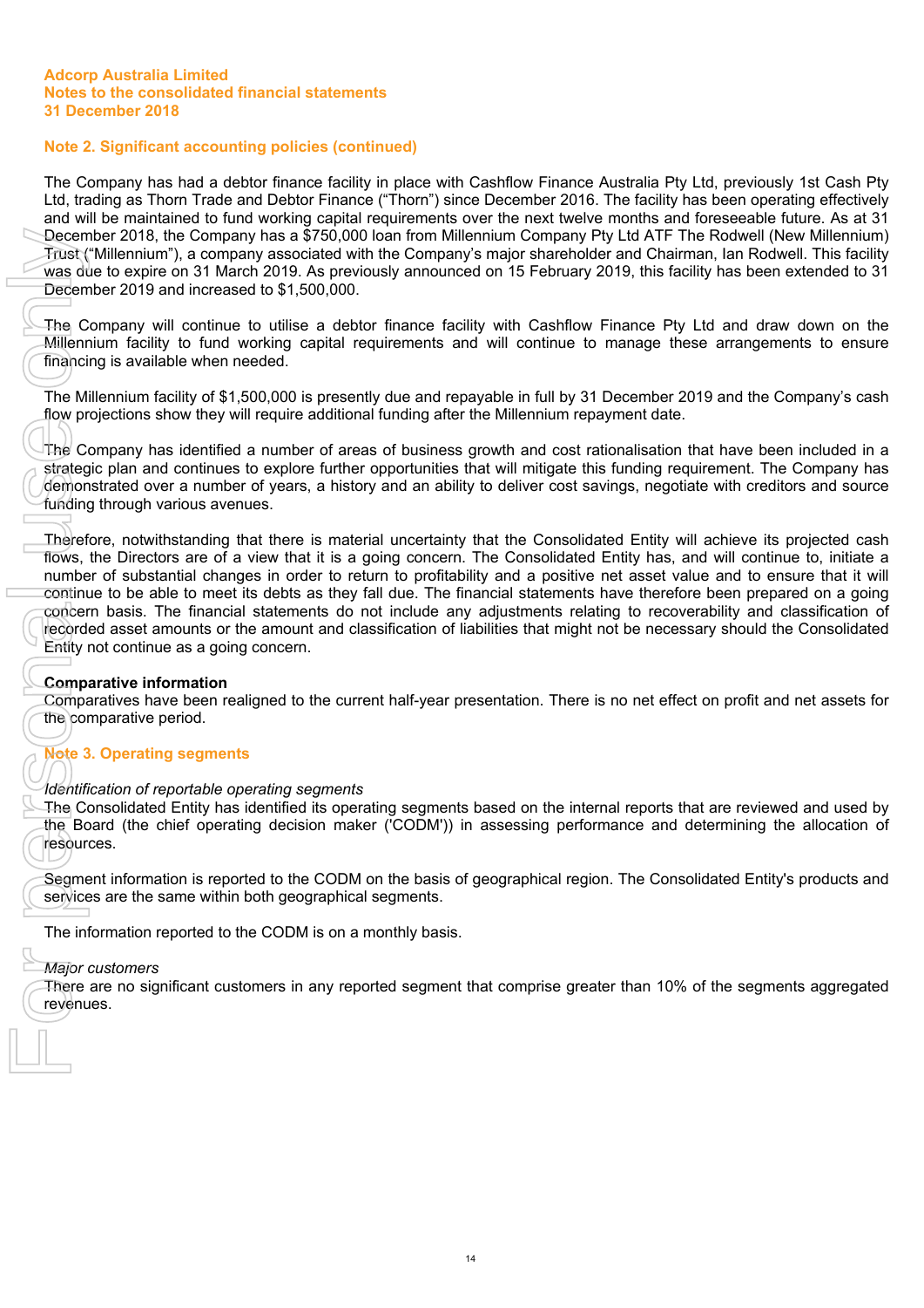Adcorp Australia Limited
Notes to the consolidated financial statements
31 December 2018

## Note 2. Significant accounting policies (continued)

The Company has had a debtor finance facility in place with Cashflow Finance Australia Pty Ltd, previously 1st Cash Pty Ltd, trading as Thorn Trade and Debtor Finance ("Thorn") since December 2016. The facility has been operating effectively and will be maintained to fund working capital requirements over the next twelve months and foreseeable future. As at 31 December 2018, the Company has a $750,000 loan from Millennium Company Pty Ltd ATF The Rodwell (New Millennium) Trust ("Millennium"), a company associated with the Company's major shareholder and Chairman, Ian Rodwell. This facility was due to expire on 31 March 2019. As previously announced on 15 February 2019, this facility has been extended to 31 December 2019 and increased to $1,500,000.

The Company will continue to utilise a debtor finance facility with Cashflow Finance Pty Ltd and draw down on the Millennium facility to fund working capital requirements and will continue to manage these arrangements to ensure financing is available when needed.

The Millennium facility of $1,500,000 is presently due and repayable in full by 31 December 2019 and the Company's cash flow projections show they will require additional funding after the Millennium repayment date.

The Company has identified a number of areas of business growth and cost rationalisation that have been included in a strategic plan and continues to explore further opportunities that will mitigate this funding requirement. The Company has demonstrated over a number of years, a history and an ability to deliver cost savings, negotiate with creditors and source funding through various avenues.

Therefore, notwithstanding that there is material uncertainty that the Consolidated Entity will achieve its projected cash flows, the Directors are of a view that it is a going concern. The Consolidated Entity has, and will continue to, initiate a number of substantial changes in order to return to profitability and a positive net asset value and to ensure that it will continue to be able to meet its debts as they fall due. The financial statements have therefore been prepared on a going concern basis. The financial statements do not include any adjustments relating to recoverability and classification of recorded asset amounts or the amount and classification of liabilities that might not be necessary should the Consolidated Entity not continue as a going concern.

### Comparative information

Comparatives have been realigned to the current half-year presentation. There is no net effect on profit and net assets for the comparative period.

## Note 3. Operating segments

*Identification of reportable operating segments*

The Consolidated Entity has identified its operating segments based on the internal reports that are reviewed and used by the Board (the chief operating decision maker ('CODM')) in assessing performance and determining the allocation of resources.

Segment information is reported to the CODM on the basis of geographical region. The Consolidated Entity's products and services are the same within both geographical segments.

The information reported to the CODM is on a monthly basis.

*Major customers*

There are no significant customers in any reported segment that comprise greater than 10% of the segments aggregated revenues.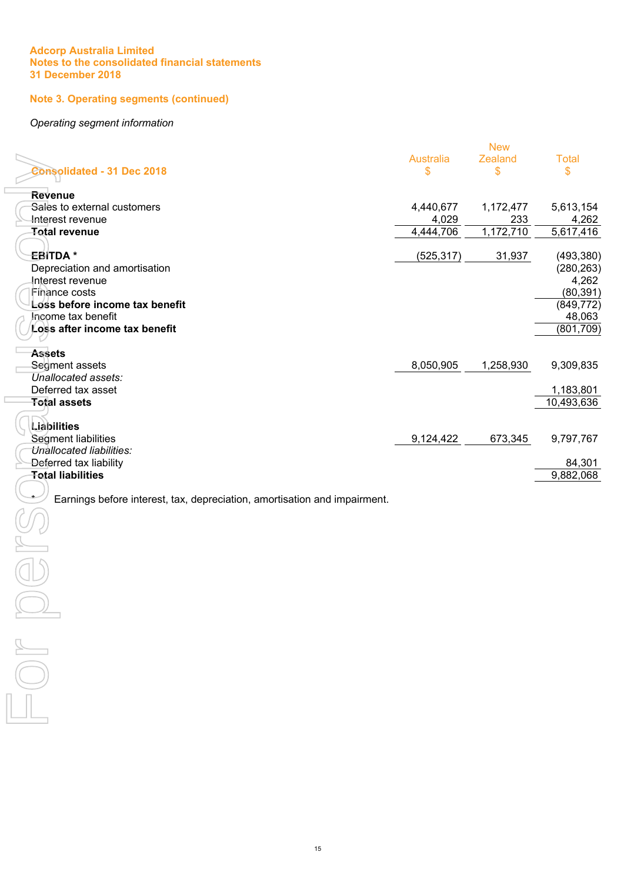**Adcorp Australia Limited**
**Notes to the consolidated financial statements**
**31 December 2018**

## Note 3. Operating segments (continued)

*Operating segment information*

| Consolidated - 31 Dec 2018 | Australia $ | New Zealand $ | Total $ |
|---|---|---|---|
| **Revenue** | | | |
| Sales to external customers | 4,440,677 | 1,172,477 | 5,613,154 |
| Interest revenue | 4,029 | 233 | 4,262 |
| **Total revenue** | 4,444,706 | 1,172,710 | 5,617,416 |
| | | | |
| **EBITDA** * | (525,317) | 31,937 | (493,380) |
| Depreciation and amortisation | | | (280,263) |
| Interest revenue | | | 4,262 |
| Finance costs | | | (80,391) |
| **Loss before income tax benefit** | | | (849,772) |
| Income tax benefit | | | 48,063 |
| **Loss after income tax benefit** | | | (801,709) |
| | | | |
| **Assets** | | | |
| Segment assets | 8,050,905 | 1,258,930 | 9,309,835 |
| *Unallocated assets:* | | | |
| Deferred tax asset | | | 1,183,801 |
| **Total assets** | | | 10,493,636 |
| | | | |
| **Liabilities** | | | |
| Segment liabilities | 9,124,422 | 673,345 | 9,797,767 |
| *Unallocated liabilities:* | | | |
| Deferred tax liability | | | 84,301 |
| **Total liabilities** | | | 9,882,068 |

\* Earnings before interest, tax, depreciation, amortisation and impairment.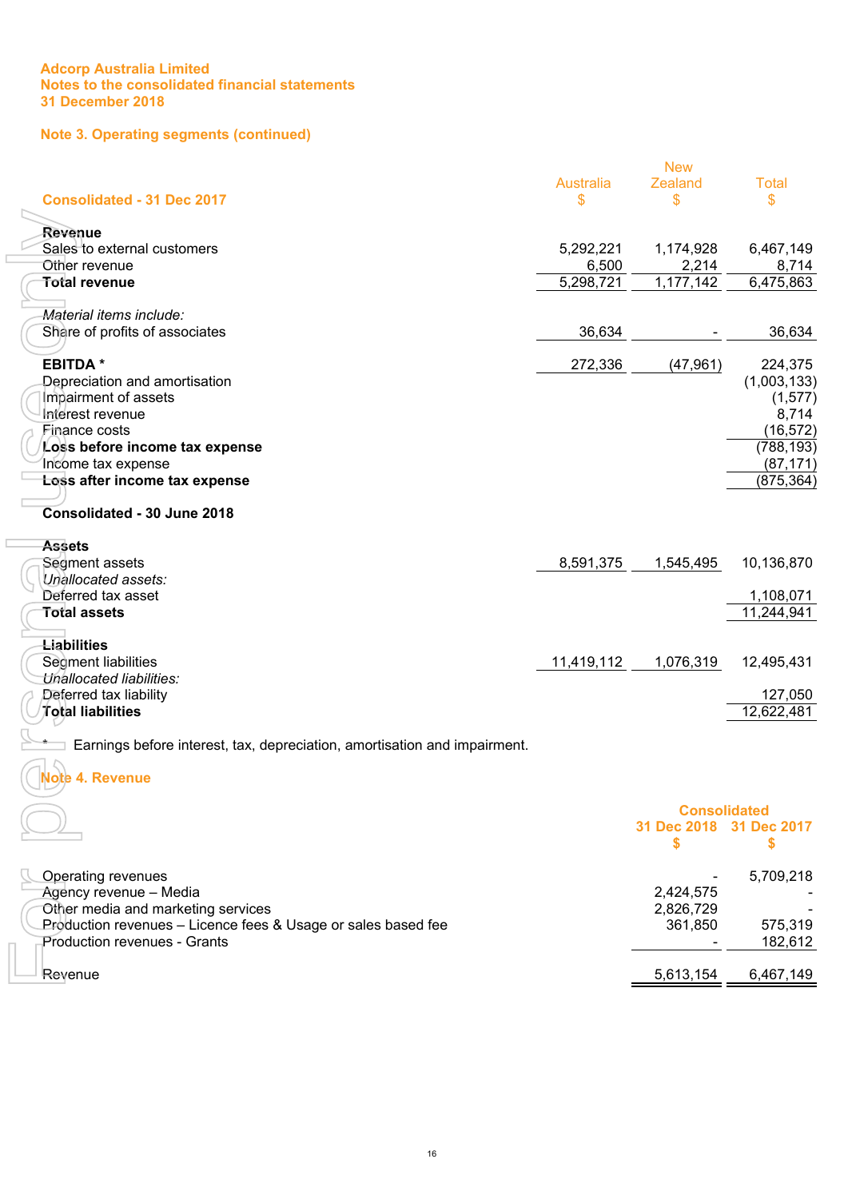Adcorp Australia Limited
Notes to the consolidated financial statements
31 December 2018

## Note 3. Operating segments (continued)

| Consolidated - 31 Dec 2017 | Australia $ | New Zealand $ | Total $ |
|---|---|---|---|
| **Revenue** | | | |
| Sales to external customers | 5,292,221 | 1,174,928 | 6,467,149 |
| Other revenue | 6,500 | 2,214 | 8,714 |
| **Total revenue** | 5,298,721 | 1,177,142 | 6,475,863 |
| *Material items include:* | | | |
| Share of profits of associates | 36,634 | - | 36,634 |
| **EBITDA *** | 272,336 | (47,961) | 224,375 |
| Depreciation and amortisation | | | (1,003,133) |
| Impairment of assets | | | (1,577) |
| Interest revenue | | | 8,714 |
| Finance costs | | | (16,572) |
| **Loss before income tax expense** | | | (788,193) |
| Income tax expense | | | (87,171) |
| **Loss after income tax expense** | | | (875,364) |
| **Consolidated - 30 June 2018** | | | |
| **Assets** | | | |
| Segment assets | 8,591,375 | 1,545,495 | 10,136,870 |
| *Unallocated assets:* | | | |
| Deferred tax asset | | | 1,108,071 |
| **Total assets** | | | 11,244,941 |
| **Liabilities** | | | |
| Segment liabilities | 11,419,112 | 1,076,319 | 12,495,431 |
| *Unallocated liabilities:* | | | |
| Deferred tax liability | | | 127,050 |
| **Total liabilities** | | | 12,622,481 |

\* Earnings before interest, tax, depreciation, amortisation and impairment.

## Note 4. Revenue

| | Consolidated | |
|---|---|---|
| | 31 Dec 2018 $ | 31 Dec 2017 $ |
| Operating revenues | - | 5,709,218 |
| Agency revenue – Media | 2,424,575 | - |
| Other media and marketing services | 2,826,729 | - |
| Production revenues – Licence fees & Usage or sales based fee | 361,850 | 575,319 |
| Production revenues - Grants | - | 182,612 |
| Revenue | 5,613,154 | 6,467,149 |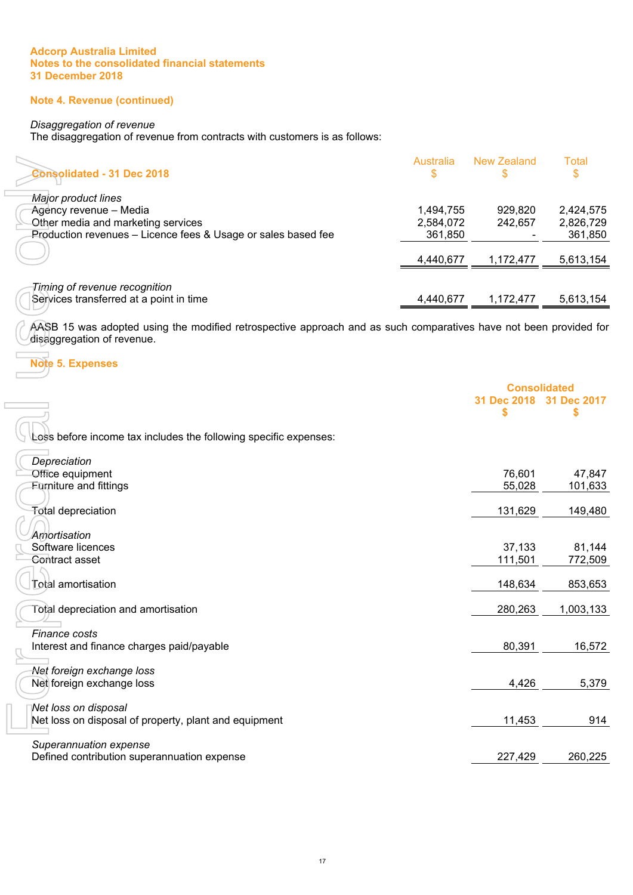# Adcorp Australia Limited
## Notes to the consolidated financial statements
## 31 December 2018

### Note 4. Revenue (continued)

*Disaggregation of revenue*

The disaggregation of revenue from contracts with customers is as follows:

| Consolidated - 31 Dec 2018 | Australia $ | New Zealand $ | Total $ |
|---|---|---|---|
| *Major product lines* | | | |
| Agency revenue – Media | 1,494,755 | 929,820 | 2,424,575 |
| Other media and marketing services | 2,584,072 | 242,657 | 2,826,729 |
| Production revenues – Licence fees & Usage or sales based fee | 361,850 | - | 361,850 |
| | 4,440,677 | 1,172,477 | 5,613,154 |
| *Timing of revenue recognition* | | | |
| Services transferred at a point in time | 4,440,677 | 1,172,477 | 5,613,154 |

AASB 15 was adopted using the modified retrospective approach and as such comparatives have not been provided for disaggregation of revenue.

### Note 5. Expenses

| | Consolidated | |
|---|---|---|
| | 31 Dec 2018 $ | 31 Dec 2017 $ |
| Loss before income tax includes the following specific expenses: | | |
| *Depreciation* | | |
| Office equipment | 76,601 | 47,847 |
| Furniture and fittings | 55,028 | 101,633 |
| Total depreciation | 131,629 | 149,480 |
| *Amortisation* | | |
| Software licences | 37,133 | 81,144 |
| Contract asset | 111,501 | 772,509 |
| Total amortisation | 148,634 | 853,653 |
| Total depreciation and amortisation | 280,263 | 1,003,133 |
| *Finance costs* | | |
| Interest and finance charges paid/payable | 80,391 | 16,572 |
| *Net foreign exchange loss* | | |
| Net foreign exchange loss | 4,426 | 5,379 |
| *Net loss on disposal* | | |
| Net loss on disposal of property, plant and equipment | 11,453 | 914 |
| *Superannuation expense* | | |
| Defined contribution superannuation expense | 227,429 | 260,225 |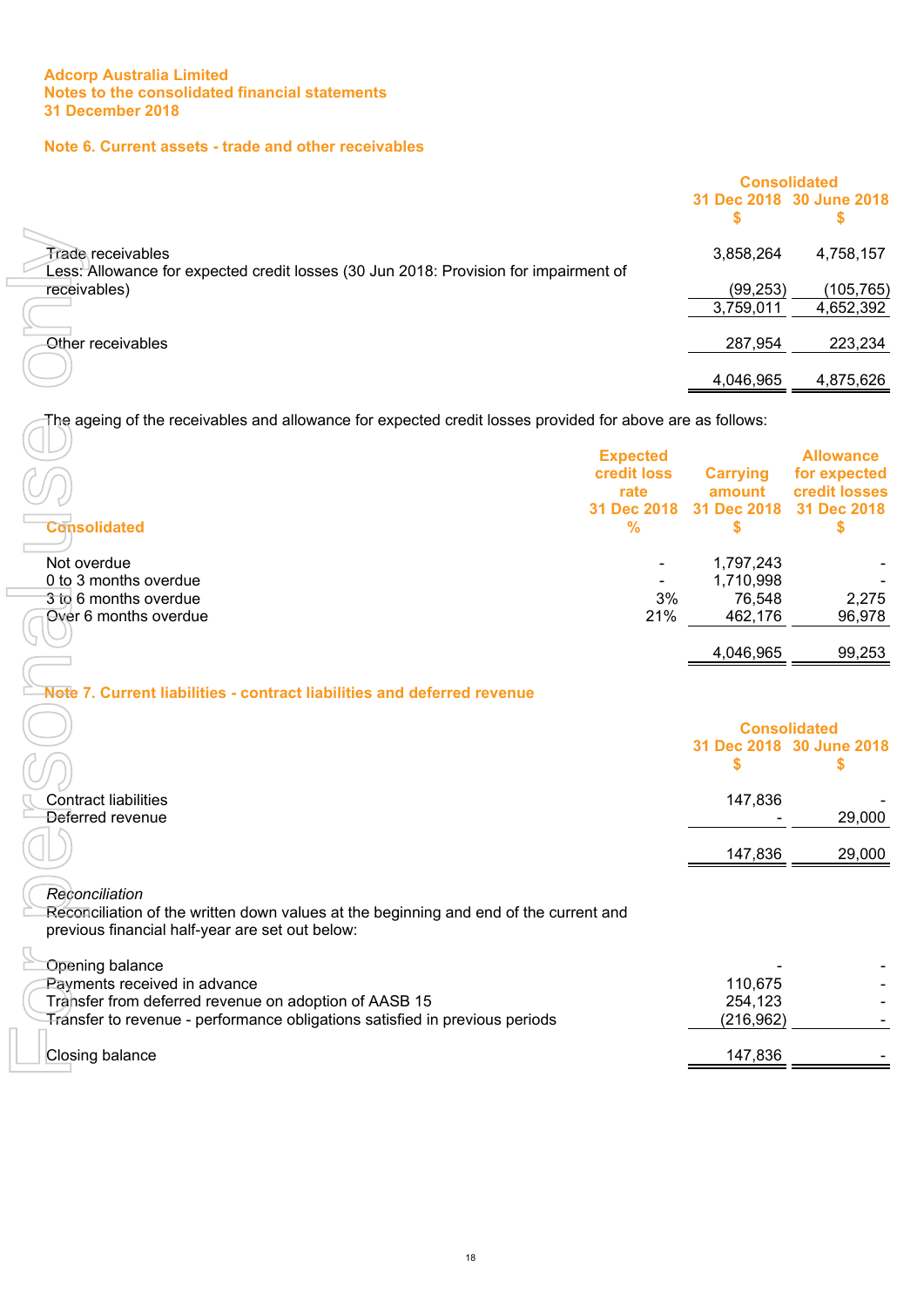Adcorp Australia Limited
Notes to the consolidated financial statements
31 December 2018

## Note 6. Current assets - trade and other receivables

| | Consolidated | |
|---|---|---|
| | 31 Dec 2018 $ | 30 June 2018 $ |
| Trade receivables | 3,858,264 | 4,758,157 |
| Less: Allowance for expected credit losses (30 Jun 2018: Provision for impairment of receivables) | (99,253) | (105,765) |
| | 3,759,011 | 4,652,392 |
| Other receivables | 287,954 | 223,234 |
| | 4,046,965 | 4,875,626 |

The ageing of the receivables and allowance for expected credit losses provided for above are as follows:

| Consolidated | Expected credit loss rate 31 Dec 2018 % | Carrying amount 31 Dec 2018 $ | Allowance for expected credit losses 31 Dec 2018 $ |
|---|---|---|---|
| Not overdue | - | 1,797,243 | - |
| 0 to 3 months overdue | - | 1,710,998 | - |
| 3 to 6 months overdue | 3% | 76,548 | 2,275 |
| Over 6 months overdue | 21% | 462,176 | 96,978 |
| | | 4,046,965 | 99,253 |

## Note 7. Current liabilities - contract liabilities and deferred revenue

| | Consolidated | |
|---|---|---|
| | 31 Dec 2018 $ | 30 June 2018 $ |
| Contract liabilities | 147,836 | - |
| Deferred revenue | - | 29,000 |
| | 147,836 | 29,000 |

*Reconciliation*
Reconciliation of the written down values at the beginning and end of the current and previous financial half-year are set out below:

| | 31 Dec 2018 $ | 30 June 2018 $ |
|---|---|---|
| Opening balance | - | - |
| Payments received in advance | 110,675 | - |
| Transfer from deferred revenue on adoption of AASB 15 | 254,123 | - |
| Transfer to revenue - performance obligations satisfied in previous periods | (216,962) | - |
| Closing balance | 147,836 | - |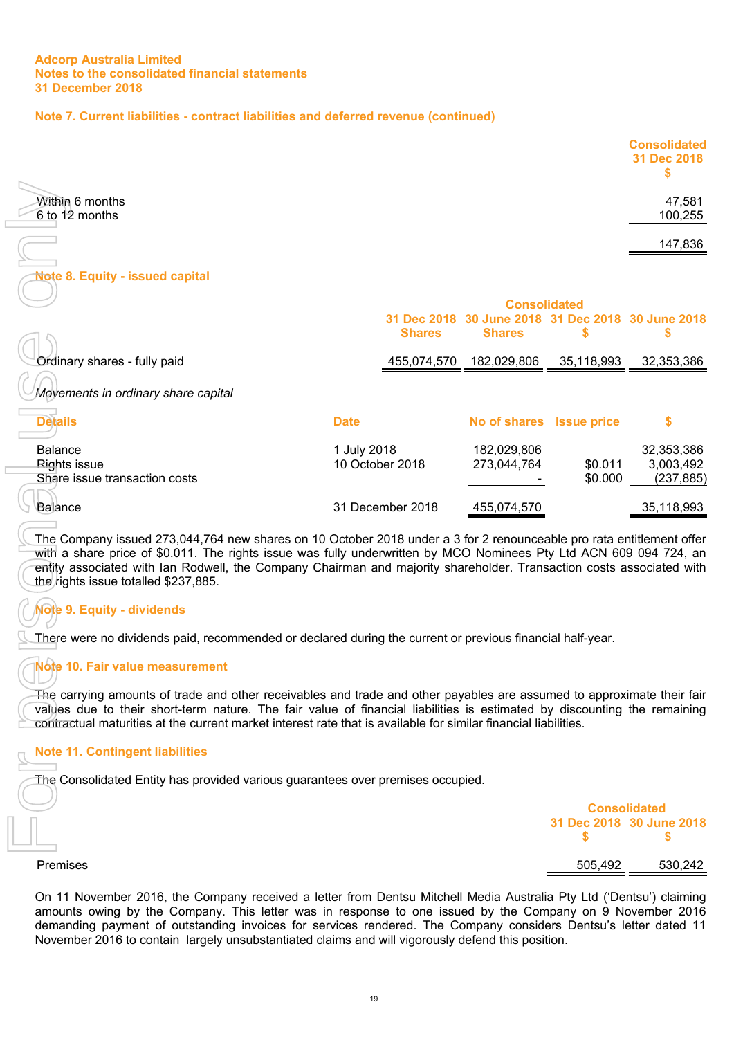Adcorp Australia Limited
Notes to the consolidated financial statements
31 December 2018

## Note 7. Current liabilities - contract liabilities and deferred revenue (continued)

| | Consolidated 31 Dec 2018 $ |
|---|---|
| Within 6 months | 47,581 |
| 6 to 12 months | 100,255 |
| | 147,836 |

## Note 8. Equity - issued capital

| | Consolidated | | | |
|---|---|---|---|---|
| | 31 Dec 2018 Shares | 30 June 2018 Shares | 31 Dec 2018 $ | 30 June 2018 $ |
| Ordinary shares - fully paid | 455,074,570 | 182,029,806 | 35,118,993 | 32,353,386 |

*Movements in ordinary share capital*

| Details | Date | No of shares | Issue price | $ |
|---|---|---|---|---|
| Balance | 1 July 2018 | 182,029,806 | | 32,353,386 |
| Rights issue | 10 October 2018 | 273,044,764 | $0.011 | 3,003,492 |
| Share issue transaction costs | | - | $0.000 | (237,885) |
| Balance | 31 December 2018 | 455,074,570 | | 35,118,993 |

The Company issued 273,044,764 new shares on 10 October 2018 under a 3 for 2 renounceable pro rata entitlement offer with a share price of $0.011. The rights issue was fully underwritten by MCO Nominees Pty Ltd ACN 609 094 724, an entity associated with Ian Rodwell, the Company Chairman and majority shareholder. Transaction costs associated with the rights issue totalled $237,885.

## Note 9. Equity - dividends

There were no dividends paid, recommended or declared during the current or previous financial half-year.

## Note 10. Fair value measurement

The carrying amounts of trade and other receivables and trade and other payables are assumed to approximate their fair values due to their short-term nature. The fair value of financial liabilities is estimated by discounting the remaining contractual maturities at the current market interest rate that is available for similar financial liabilities.

## Note 11. Contingent liabilities

The Consolidated Entity has provided various guarantees over premises occupied.

| | Consolidated | |
|---|---|---|
| | 31 Dec 2018 $ | 30 June 2018 $ |
| Premises | 505,492 | 530,242 |

On 11 November 2016, the Company received a letter from Dentsu Mitchell Media Australia Pty Ltd ('Dentsu') claiming amounts owing by the Company. This letter was in response to one issued by the Company on 9 November 2016 demanding payment of outstanding invoices for services rendered. The Company considers Dentsu's letter dated 11 November 2016 to contain largely unsubstantiated claims and will vigorously defend this position.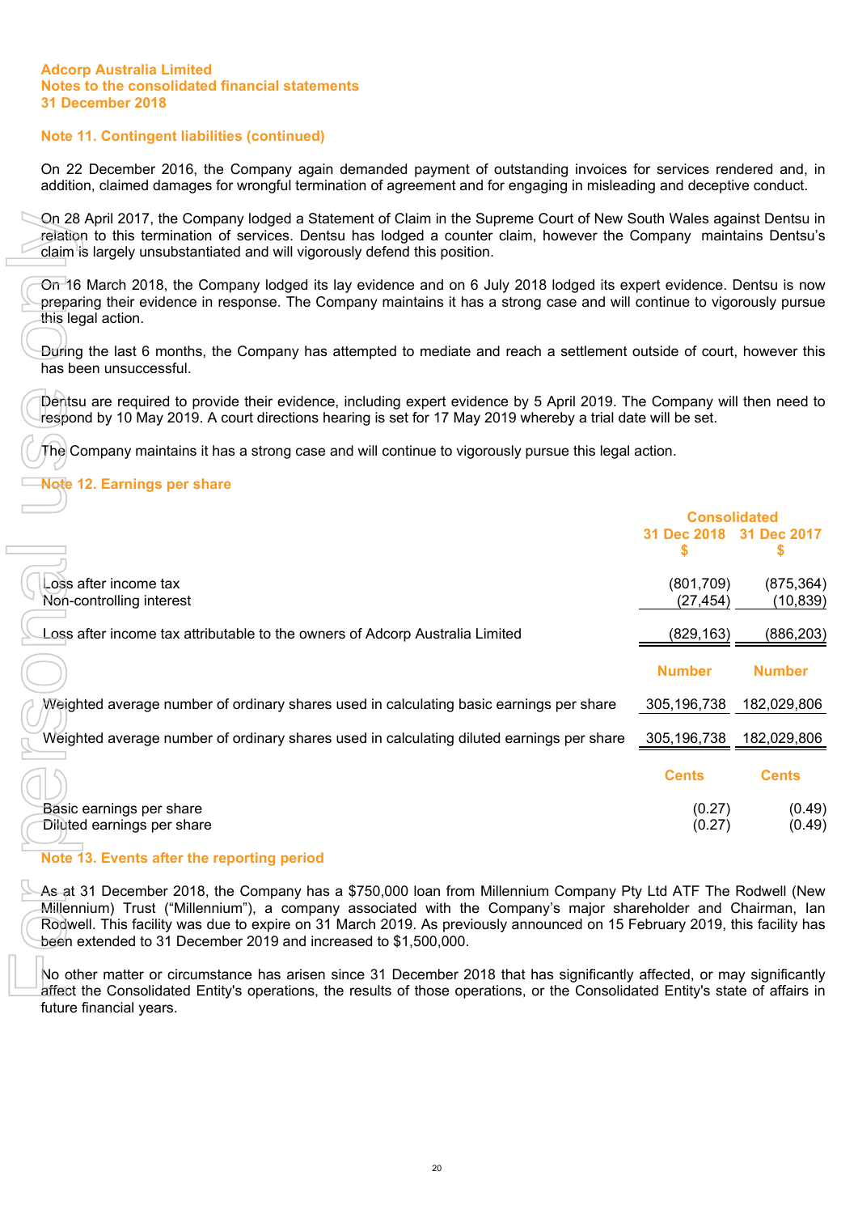Adcorp Australia Limited
Notes to the consolidated financial statements
31 December 2018

## Note 11. Contingent liabilities (continued)

On 22 December 2016, the Company again demanded payment of outstanding invoices for services rendered and, in addition, claimed damages for wrongful termination of agreement and for engaging in misleading and deceptive conduct.

On 28 April 2017, the Company lodged a Statement of Claim in the Supreme Court of New South Wales against Dentsu in relation to this termination of services. Dentsu has lodged a counter claim, however the Company maintains Dentsu's claim is largely unsubstantiated and will vigorously defend this position.

On 16 March 2018, the Company lodged its lay evidence and on 6 July 2018 lodged its expert evidence. Dentsu is now preparing their evidence in response. The Company maintains it has a strong case and will continue to vigorously pursue this legal action.

During the last 6 months, the Company has attempted to mediate and reach a settlement outside of court, however this has been unsuccessful.

Dentsu are required to provide their evidence, including expert evidence by 5 April 2019. The Company will then need to respond by 10 May 2019. A court directions hearing is set for 17 May 2019 whereby a trial date will be set.

The Company maintains it has a strong case and will continue to vigorously pursue this legal action.

## Note 12. Earnings per share

| | Consolidated | |
|---|---|---|
| | 31 Dec 2018 $ | 31 Dec 2017 $ |
| Loss after income tax | (801,709) | (875,364) |
| Non-controlling interest | (27,454) | (10,839) |
| Loss after income tax attributable to the owners of Adcorp Australia Limited | (829,163) | (886,203) |
| | **Number** | **Number** |
| Weighted average number of ordinary shares used in calculating basic earnings per share | 305,196,738 | 182,029,806 |
| Weighted average number of ordinary shares used in calculating diluted earnings per share | 305,196,738 | 182,029,806 |
| | **Cents** | **Cents** |
| Basic earnings per share | (0.27) | (0.49) |
| Diluted earnings per share | (0.27) | (0.49) |

## Note 13. Events after the reporting period

As at 31 December 2018, the Company has a $750,000 loan from Millennium Company Pty Ltd ATF The Rodwell (New Millennium) Trust ("Millennium"), a company associated with the Company's major shareholder and Chairman, Ian Rodwell. This facility was due to expire on 31 March 2019. As previously announced on 15 February 2019, this facility has been extended to 31 December 2019 and increased to $1,500,000.

No other matter or circumstance has arisen since 31 December 2018 that has significantly affected, or may significantly affect the Consolidated Entity's operations, the results of those operations, or the Consolidated Entity's state of affairs in future financial years.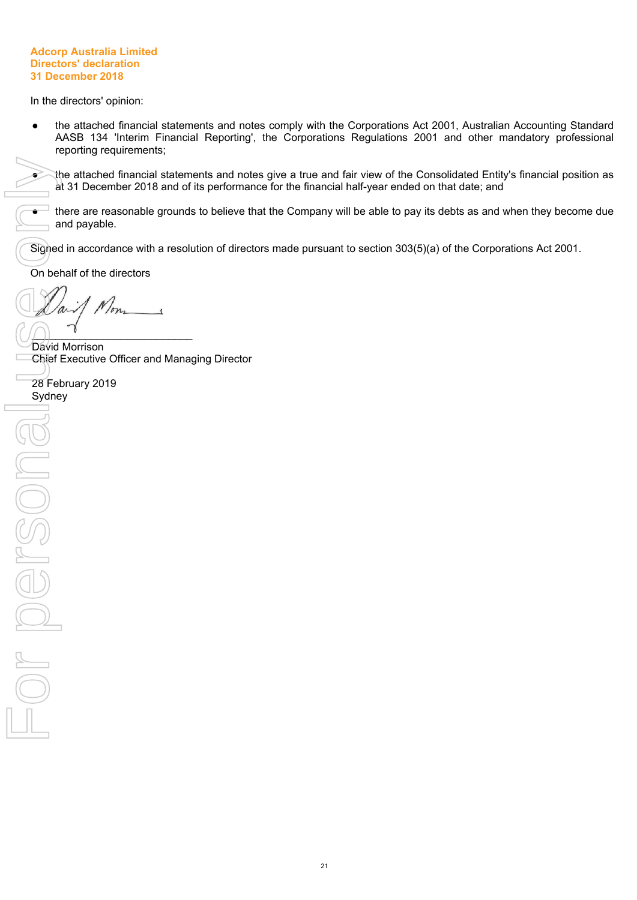**Adcorp Australia Limited**
**Directors' declaration**
**31 December 2018**

In the directors' opinion:

- the attached financial statements and notes comply with the Corporations Act 2001, Australian Accounting Standard AASB 134 'Interim Financial Reporting', the Corporations Regulations 2001 and other mandatory professional reporting requirements;

- the attached financial statements and notes give a true and fair view of the Consolidated Entity's financial position as at 31 December 2018 and of its performance for the financial half-year ended on that date; and

- there are reasonable grounds to believe that the Company will be able to pay its debts as and when they become due and payable.

Signed in accordance with a resolution of directors made pursuant to section 303(5)(a) of the Corporations Act 2001.

On behalf of the directors

___________________________
David Morrison
Chief Executive Officer and Managing Director

28 February 2019
Sydney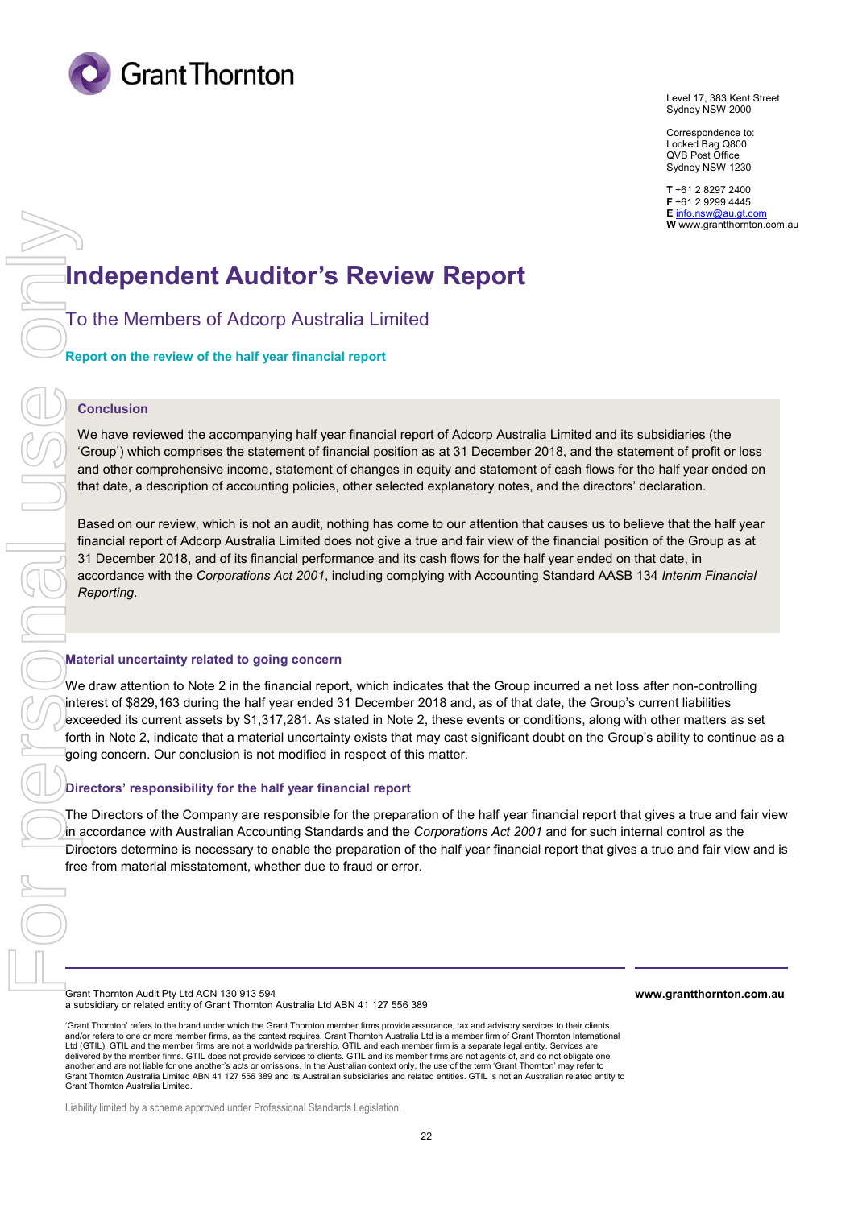Level 17, 383 Kent Street
Sydney NSW 2000

Correspondence to:
Locked Bag Q800
QVB Post Office
Sydney NSW 1230

**T** +61 2 8297 2400
**F** +61 2 9299 4445
**E** info.nsw@au.gt.com
**W** www.grantthornton.com.au

# Independent Auditor's Review Report

## To the Members of Adcorp Australia Limited

### Report on the review of the half year financial report

#### Conclusion

We have reviewed the accompanying half year financial report of Adcorp Australia Limited and its subsidiaries (the 'Group') which comprises the statement of financial position as at 31 December 2018, and the statement of profit or loss and other comprehensive income, statement of changes in equity and statement of cash flows for the half year ended on that date, a description of accounting policies, other selected explanatory notes, and the directors' declaration.

Based on our review, which is not an audit, nothing has come to our attention that causes us to believe that the half year financial report of Adcorp Australia Limited does not give a true and fair view of the financial position of the Group as at 31 December 2018, and of its financial performance and its cash flows for the half year ended on that date, in accordance with the *Corporations Act 2001*, including complying with Accounting Standard AASB 134 *Interim Financial Reporting*.

### Material uncertainty related to going concern

We draw attention to Note 2 in the financial report, which indicates that the Group incurred a net loss after non-controlling interest of $829,163 during the half year ended 31 December 2018 and, as of that date, the Group's current liabilities exceeded its current assets by $1,317,281. As stated in Note 2, these events or conditions, along with other matters as set forth in Note 2, indicate that a material uncertainty exists that may cast significant doubt on the Group's ability to continue as a going concern. Our conclusion is not modified in respect of this matter.

### Directors' responsibility for the half year financial report

The Directors of the Company are responsible for the preparation of the half year financial report that gives a true and fair view in accordance with Australian Accounting Standards and the *Corporations Act 2001* and for such internal control as the Directors determine is necessary to enable the preparation of the half year financial report that gives a true and fair view and is free from material misstatement, whether due to fraud or error.

Grant Thornton Audit Pty Ltd ACN 130 913 594
a subsidiary or related entity of Grant Thornton Australia Ltd ABN 41 127 556 389

**www.grantthornton.com.au**

'Grant Thornton' refers to the brand under which the Grant Thornton member firms provide assurance, tax and advisory services to their clients and/or refers to one or more member firms, as the context requires. Grant Thornton Australia Ltd is a member firm of Grant Thornton International Ltd (GTIL). GTIL and the member firms are not a worldwide partnership. GTIL and each member firm is a separate legal entity. Services are delivered by the member firms. GTIL does not provide services to clients. GTIL and its member firms are not agents of, and do not obligate one another and are not liable for one another's acts or omissions. In the Australian context only, the use of the term 'Grant Thornton' may refer to Grant Thornton Australia Limited ABN 41 127 556 389 and its Australian subsidiaries and related entities. GTIL is not an Australian related entity to Grant Thornton Australia Limited.

Liability limited by a scheme approved under Professional Standards Legislation.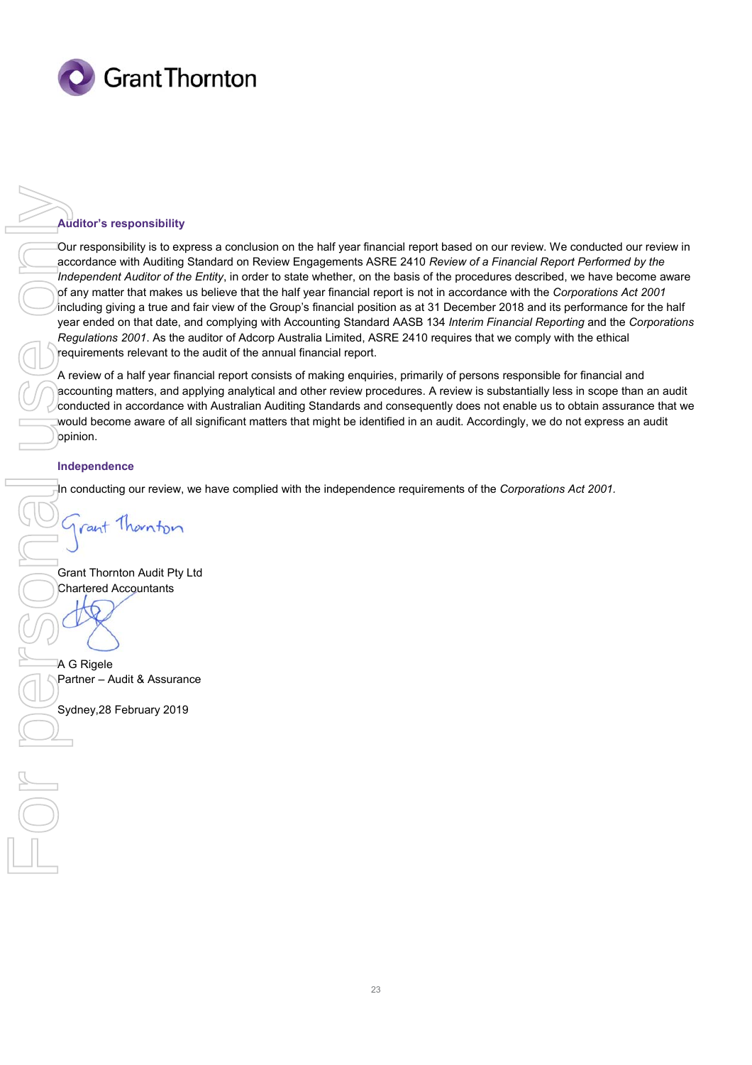## Auditor's responsibility

Our responsibility is to express a conclusion on the half year financial report based on our review. We conducted our review in accordance with Auditing Standard on Review Engagements ASRE 2410 *Review of a Financial Report Performed by the Independent Auditor of the Entity*, in order to state whether, on the basis of the procedures described, we have become aware of any matter that makes us believe that the half year financial report is not in accordance with the *Corporations Act 2001* including giving a true and fair view of the Group's financial position as at 31 December 2018 and its performance for the half year ended on that date, and complying with Accounting Standard AASB 134 *Interim Financial Reporting* and the *Corporations Regulations 2001*. As the auditor of Adcorp Australia Limited, ASRE 2410 requires that we comply with the ethical requirements relevant to the audit of the annual financial report.

A review of a half year financial report consists of making enquiries, primarily of persons responsible for financial and accounting matters, and applying analytical and other review procedures. A review is substantially less in scope than an audit conducted in accordance with Australian Auditing Standards and consequently does not enable us to obtain assurance that we would become aware of all significant matters that might be identified in an audit. Accordingly, we do not express an audit opinion.

## Independence

In conducting our review, we have complied with the independence requirements of the *Corporations Act 2001.*

Grant Thornton Audit Pty Ltd
Chartered Accountants

A G Rigele
Partner – Audit & Assurance

Sydney,28 February 2019